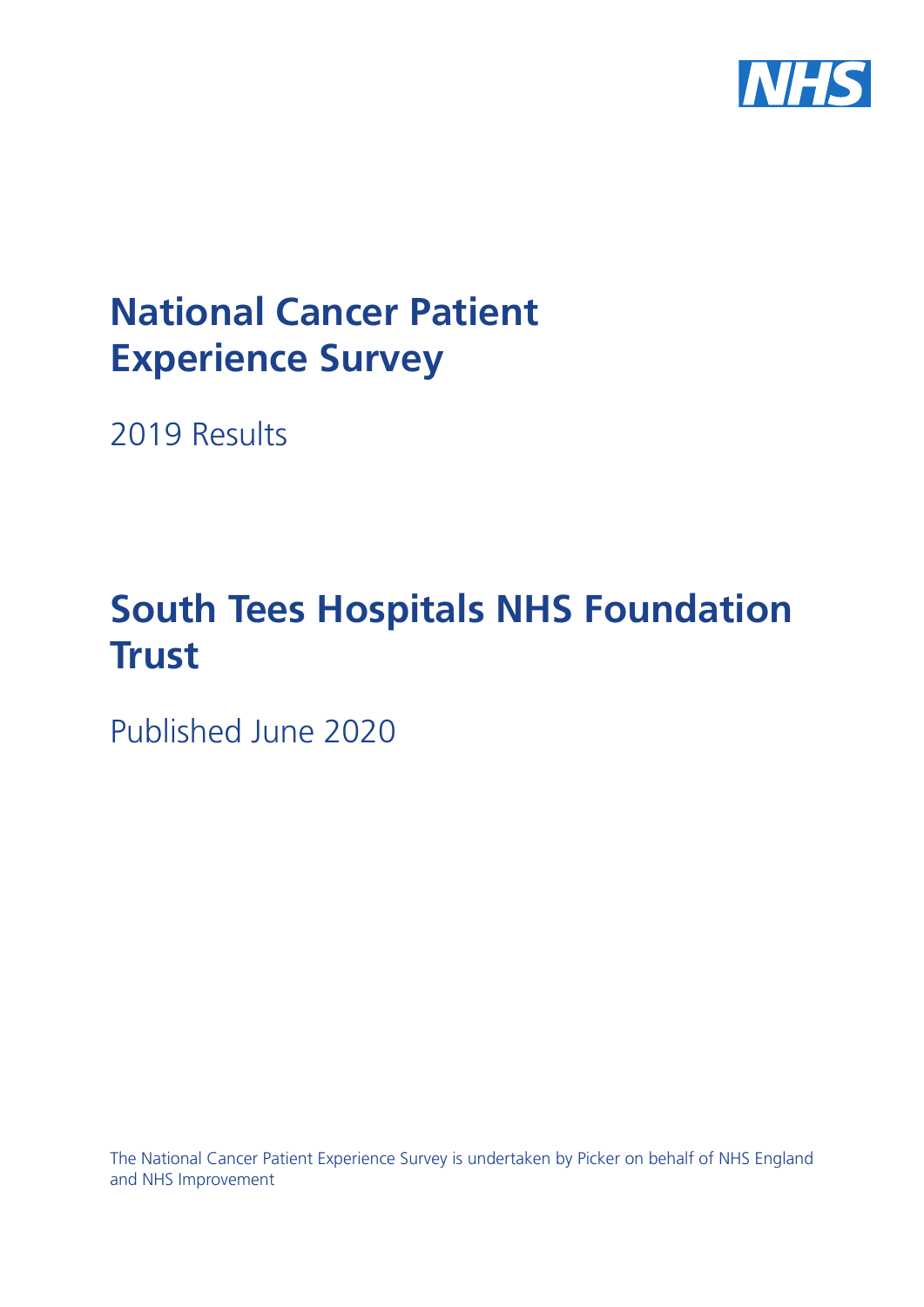NHS

# National Cancer Patient Experience Survey

2019 Results

# South Tees Hospitals NHS Foundation Trust

Published June 2020

The National Cancer Patient Experience Survey is undertaken by Picker on behalf of NHS England and NHS Improvement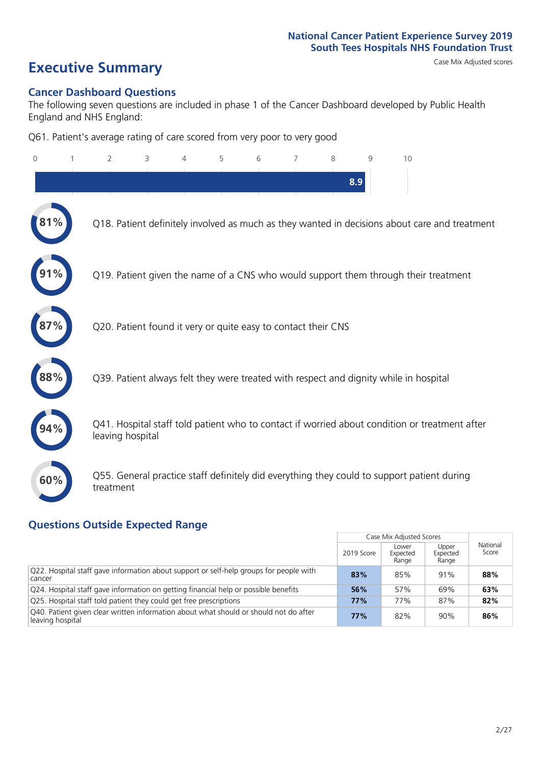National Cancer Patient Experience Survey 2019
South Tees Hospitals NHS Foundation Trust

# Executive Summary

Case Mix Adjusted scores

## Cancer Dashboard Questions

The following seven questions are included in phase 1 of the Cancer Dashboard developed by Public Health England and NHS England:

Q61. Patient's average rating of care scored from very poor to very good

0 1 2 3 4 5 6 7 8 9 10

8.9

81% Q18. Patient definitely involved as much as they wanted in decisions about care and treatment

91% Q19. Patient given the name of a CNS who would support them through their treatment

87% Q20. Patient found it very or quite easy to contact their CNS

88% Q39. Patient always felt they were treated with respect and dignity while in hospital

94% Q41. Hospital staff told patient who to contact if worried about condition or treatment after leaving hospital

60% Q55. General practice staff definitely did everything they could to support patient during treatment

## Questions Outside Expected Range

| | Case Mix Adjusted Scores | | | National Score |
|---|---|---|---|---|
| | 2019 Score | Lower Expected Range | Upper Expected Range | |
| Q22. Hospital staff gave information about support or self-help groups for people with cancer | **83%** | 85% | 91% | **88%** |
| Q24. Hospital staff gave information on getting financial help or possible benefits | **56%** | 57% | 69% | **63%** |
| Q25. Hospital staff told patient they could get free prescriptions | **77%** | 77% | 87% | **82%** |
| Q40. Patient given clear written information about what should or should not do after leaving hospital | **77%** | 82% | 90% | **86%** |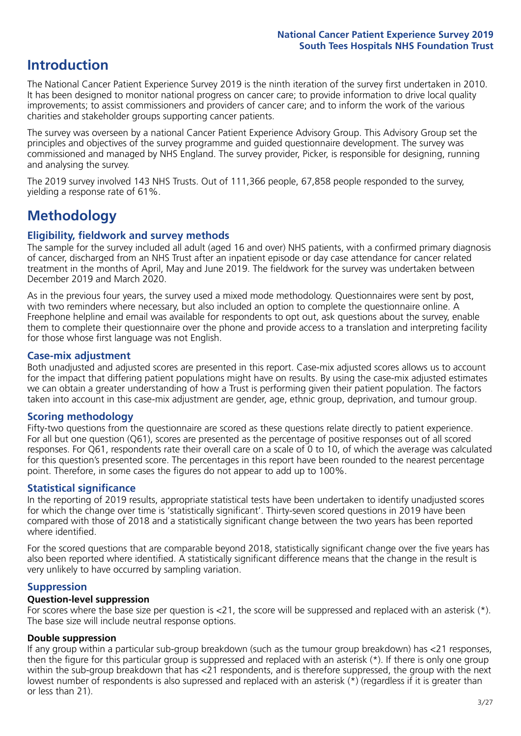# Introduction

The National Cancer Patient Experience Survey 2019 is the ninth iteration of the survey first undertaken in 2010. It has been designed to monitor national progress on cancer care; to provide information to drive local quality improvements; to assist commissioners and providers of cancer care; and to inform the work of the various charities and stakeholder groups supporting cancer patients.

The survey was overseen by a national Cancer Patient Experience Advisory Group. This Advisory Group set the principles and objectives of the survey programme and guided questionnaire development. The survey was commissioned and managed by NHS England. The survey provider, Picker, is responsible for designing, running and analysing the survey.

The 2019 survey involved 143 NHS Trusts. Out of 111,366 people, 67,858 people responded to the survey, yielding a response rate of 61%.

# Methodology

### Eligibility, fieldwork and survey methods

The sample for the survey included all adult (aged 16 and over) NHS patients, with a confirmed primary diagnosis of cancer, discharged from an NHS Trust after an inpatient episode or day case attendance for cancer related treatment in the months of April, May and June 2019. The fieldwork for the survey was undertaken between December 2019 and March 2020.

As in the previous four years, the survey used a mixed mode methodology. Questionnaires were sent by post, with two reminders where necessary, but also included an option to complete the questionnaire online. A Freephone helpline and email was available for respondents to opt out, ask questions about the survey, enable them to complete their questionnaire over the phone and provide access to a translation and interpreting facility for those whose first language was not English.

### Case-mix adjustment

Both unadjusted and adjusted scores are presented in this report. Case-mix adjusted scores allows us to account for the impact that differing patient populations might have on results. By using the case-mix adjusted estimates we can obtain a greater understanding of how a Trust is performing given their patient population. The factors taken into account in this case-mix adjustment are gender, age, ethnic group, deprivation, and tumour group.

### Scoring methodology

Fifty-two questions from the questionnaire are scored as these questions relate directly to patient experience. For all but one question (Q61), scores are presented as the percentage of positive responses out of all scored responses. For Q61, respondents rate their overall care on a scale of 0 to 10, of which the average was calculated for this question's presented score. The percentages in this report have been rounded to the nearest percentage point. Therefore, in some cases the figures do not appear to add up to 100%.

### Statistical significance

In the reporting of 2019 results, appropriate statistical tests have been undertaken to identify unadjusted scores for which the change over time is 'statistically significant'. Thirty-seven scored questions in 2019 have been compared with those of 2018 and a statistically significant change between the two years has been reported where identified.

For the scored questions that are comparable beyond 2018, statistically significant change over the five years has also been reported where identified. A statistically significant difference means that the change in the result is very unlikely to have occurred by sampling variation.

### Suppression

#### Question-level suppression

For scores where the base size per question is <21, the score will be suppressed and replaced with an asterisk (*). The base size will include neutral response options.

#### Double suppression

If any group within a particular sub-group breakdown (such as the tumour group breakdown) has <21 responses, then the figure for this particular group is suppressed and replaced with an asterisk (*). If there is only one group within the sub-group breakdown that has <21 respondents, and is therefore suppressed, the group with the next lowest number of respondents is also supressed and replaced with an asterisk (*) (regardless if it is greater than or less than 21).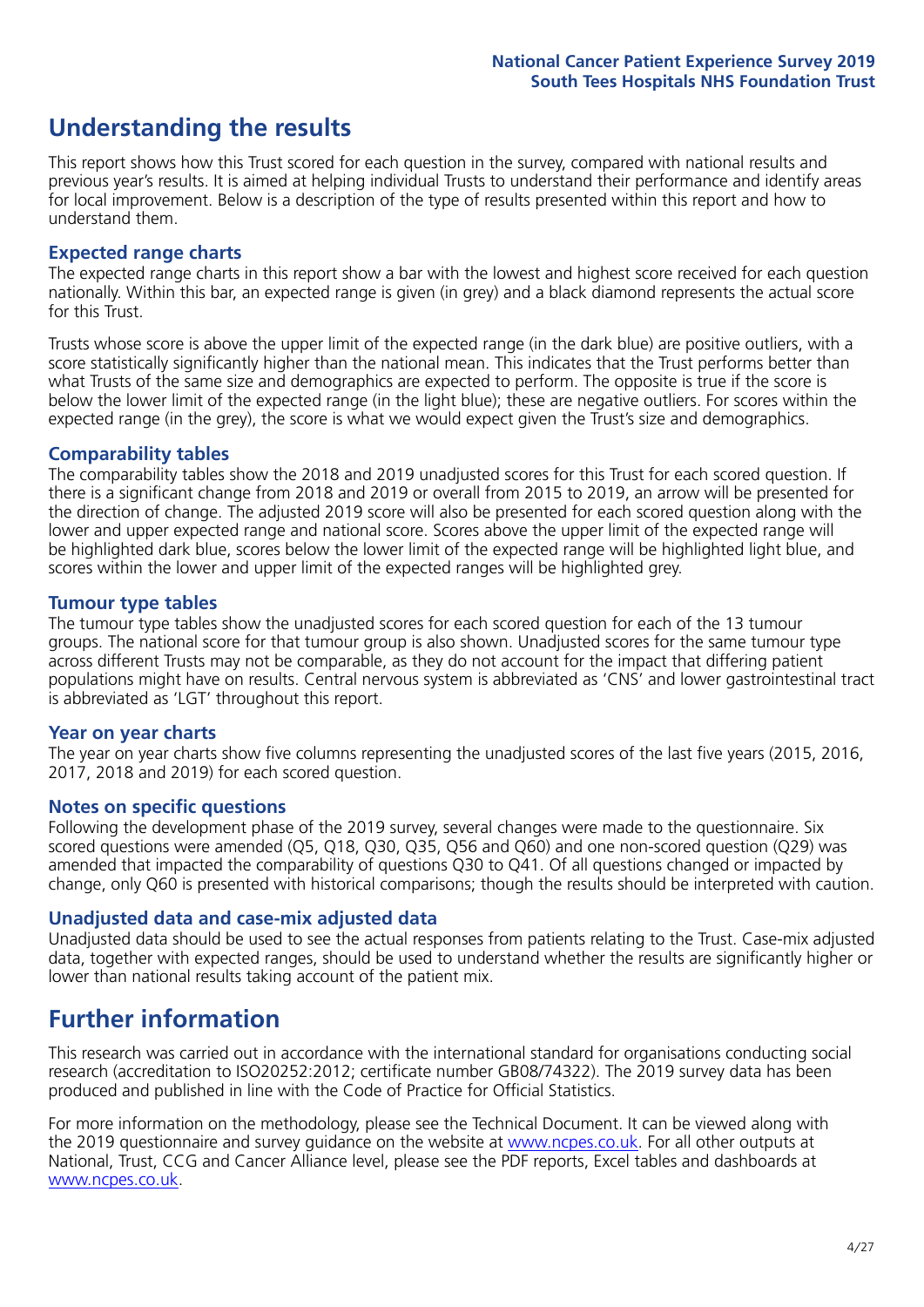## Understanding the results

This report shows how this Trust scored for each question in the survey, compared with national results and previous year's results. It is aimed at helping individual Trusts to understand their performance and identify areas for local improvement. Below is a description of the type of results presented within this report and how to understand them.

### Expected range charts

The expected range charts in this report show a bar with the lowest and highest score received for each question nationally. Within this bar, an expected range is given (in grey) and a black diamond represents the actual score for this Trust.

Trusts whose score is above the upper limit of the expected range (in the dark blue) are positive outliers, with a score statistically significantly higher than the national mean. This indicates that the Trust performs better than what Trusts of the same size and demographics are expected to perform. The opposite is true if the score is below the lower limit of the expected range (in the light blue); these are negative outliers. For scores within the expected range (in the grey), the score is what we would expect given the Trust's size and demographics.

### Comparability tables

The comparability tables show the 2018 and 2019 unadjusted scores for this Trust for each scored question. If there is a significant change from 2018 and 2019 or overall from 2015 to 2019, an arrow will be presented for the direction of change. The adjusted 2019 score will also be presented for each scored question along with the lower and upper expected range and national score. Scores above the upper limit of the expected range will be highlighted dark blue, scores below the lower limit of the expected range will be highlighted light blue, and scores within the lower and upper limit of the expected ranges will be highlighted grey.

### Tumour type tables

The tumour type tables show the unadjusted scores for each scored question for each of the 13 tumour groups. The national score for that tumour group is also shown. Unadjusted scores for the same tumour type across different Trusts may not be comparable, as they do not account for the impact that differing patient populations might have on results. Central nervous system is abbreviated as 'CNS' and lower gastrointestinal tract is abbreviated as 'LGT' throughout this report.

### Year on year charts

The year on year charts show five columns representing the unadjusted scores of the last five years (2015, 2016, 2017, 2018 and 2019) for each scored question.

### Notes on specific questions

Following the development phase of the 2019 survey, several changes were made to the questionnaire. Six scored questions were amended (Q5, Q18, Q30, Q35, Q56 and Q60) and one non-scored question (Q29) was amended that impacted the comparability of questions Q30 to Q41. Of all questions changed or impacted by change, only Q60 is presented with historical comparisons; though the results should be interpreted with caution.

### Unadjusted data and case-mix adjusted data

Unadjusted data should be used to see the actual responses from patients relating to the Trust. Case-mix adjusted data, together with expected ranges, should be used to understand whether the results are significantly higher or lower than national results taking account of the patient mix.

## Further information

This research was carried out in accordance with the international standard for organisations conducting social research (accreditation to ISO20252:2012; certificate number GB08/74322). The 2019 survey data has been produced and published in line with the Code of Practice for Official Statistics.

For more information on the methodology, please see the Technical Document. It can be viewed along with the 2019 questionnaire and survey guidance on the website at www.ncpes.co.uk. For all other outputs at National, Trust, CCG and Cancer Alliance level, please see the PDF reports, Excel tables and dashboards at www.ncpes.co.uk.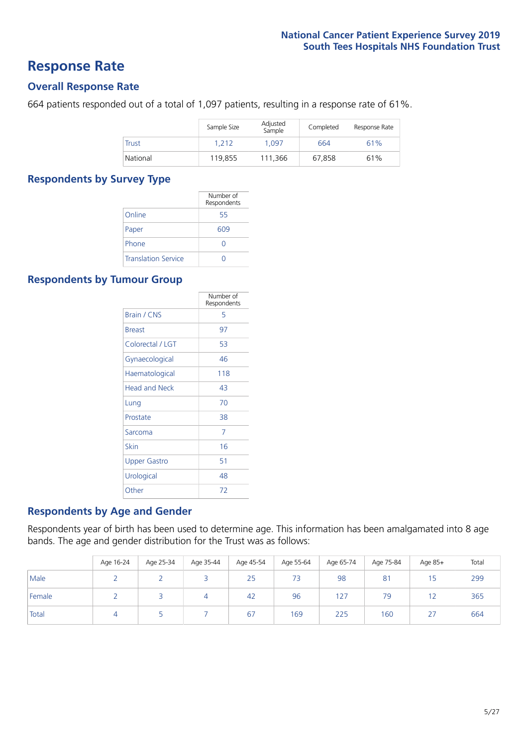# Response Rate

## Overall Response Rate

664 patients responded out of a total of 1,097 patients, resulting in a response rate of 61%.

| | Sample Size | Adjusted Sample | Completed | Response Rate |
|---|---|---|---|---|
| Trust | 1,212 | 1,097 | 664 | 61% |
| National | 119,855 | 111,366 | 67,858 | 61% |

## Respondents by Survey Type

| | Number of Respondents |
|---|---|
| Online | 55 |
| Paper | 609 |
| Phone | 0 |
| Translation Service | 0 |

## Respondents by Tumour Group

| | Number of Respondents |
|---|---|
| Brain / CNS | 5 |
| Breast | 97 |
| Colorectal / LGT | 53 |
| Gynaecological | 46 |
| Haematological | 118 |
| Head and Neck | 43 |
| Lung | 70 |
| Prostate | 38 |
| Sarcoma | 7 |
| Skin | 16 |
| Upper Gastro | 51 |
| Urological | 48 |
| Other | 72 |

## Respondents by Age and Gender

Respondents year of birth has been used to determine age. This information has been amalgamated into 8 age bands. The age and gender distribution for the Trust was as follows:

| | Age 16-24 | Age 25-34 | Age 35-44 | Age 45-54 | Age 55-64 | Age 65-74 | Age 75-84 | Age 85+ | Total |
|---|---|---|---|---|---|---|---|---|---|
| Male | 2 | 2 | 3 | 25 | 73 | 98 | 81 | 15 | 299 |
| Female | 2 | 3 | 4 | 42 | 96 | 127 | 79 | 12 | 365 |
| Total | 4 | 5 | 7 | 67 | 169 | 225 | 160 | 27 | 664 |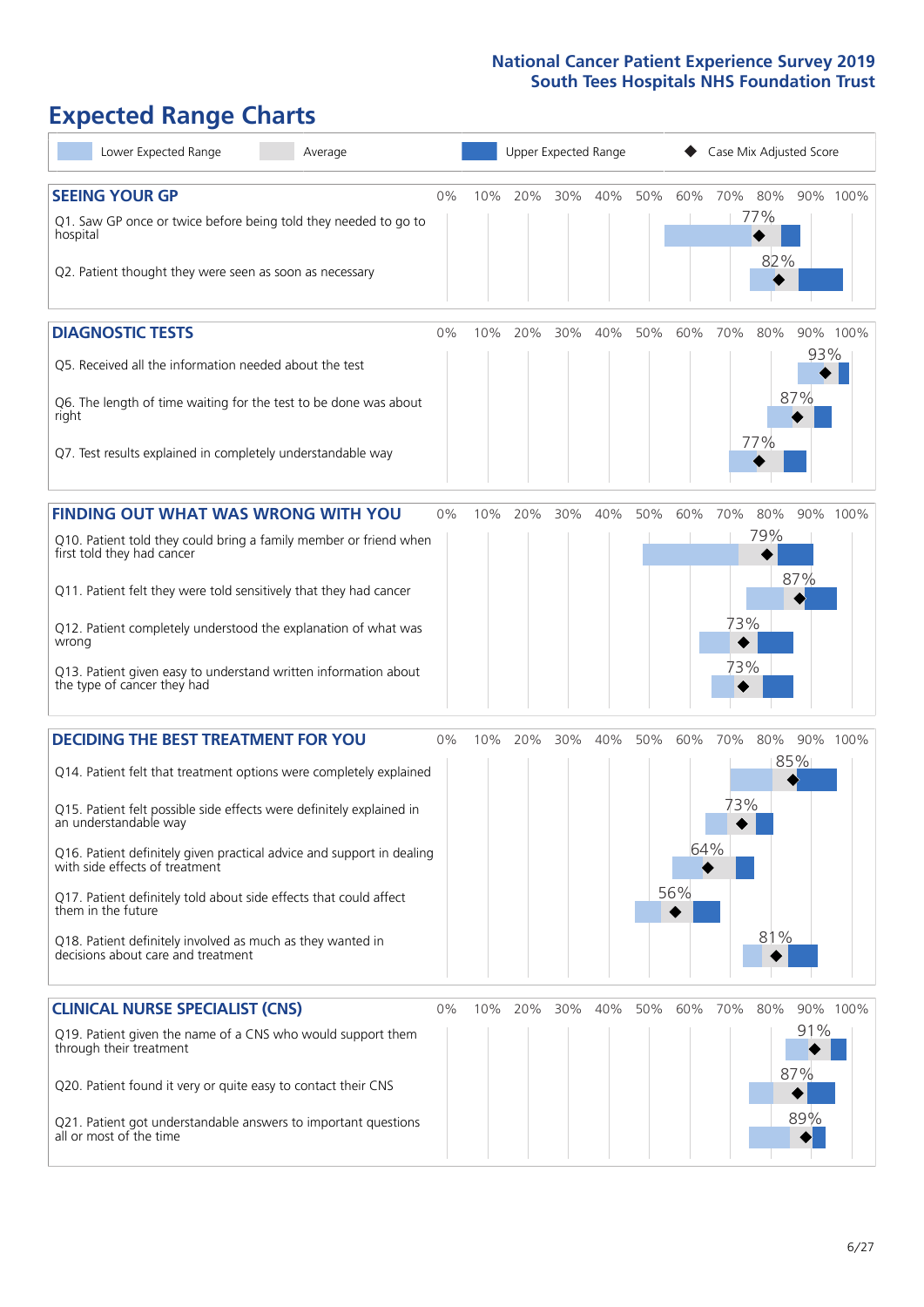## Expected Range Charts

Lower Expected Range | Average | Upper Expected Range | Case Mix Adjusted Score

### SEEING YOUR GP

| Question | Case Mix Adjusted Score |
|---|---|
| Q1. Saw GP once or twice before being told they needed to go to hospital | 77% |
| Q2. Patient thought they were seen as soon as necessary | 82% |

### DIAGNOSTIC TESTS

| Question | Case Mix Adjusted Score |
|---|---|
| Q5. Received all the information needed about the test | 93% |
| Q6. The length of time waiting for the test to be done was about right | 87% |
| Q7. Test results explained in completely understandable way | 77% |

### FINDING OUT WHAT WAS WRONG WITH YOU

| Question | Case Mix Adjusted Score |
|---|---|
| Q10. Patient told they could bring a family member or friend when first told they had cancer | 79% |
| Q11. Patient felt they were told sensitively that they had cancer | 87% |
| Q12. Patient completely understood the explanation of what was wrong | 73% |
| Q13. Patient given easy to understand written information about the type of cancer they had | 73% |

### DECIDING THE BEST TREATMENT FOR YOU

| Question | Case Mix Adjusted Score |
|---|---|
| Q14. Patient felt that treatment options were completely explained | 85% |
| Q15. Patient felt possible side effects were definitely explained in an understandable way | 73% |
| Q16. Patient definitely given practical advice and support in dealing with side effects of treatment | 64% |
| Q17. Patient definitely told about side effects that could affect them in the future | 56% |
| Q18. Patient definitely involved as much as they wanted in decisions about care and treatment | 81% |

### CLINICAL NURSE SPECIALIST (CNS)

| Question | Case Mix Adjusted Score |
|---|---|
| Q19. Patient given the name of a CNS who would support them through their treatment | 91% |
| Q20. Patient found it very or quite easy to contact their CNS | 87% |
| Q21. Patient got understandable answers to important questions all or most of the time | 89% |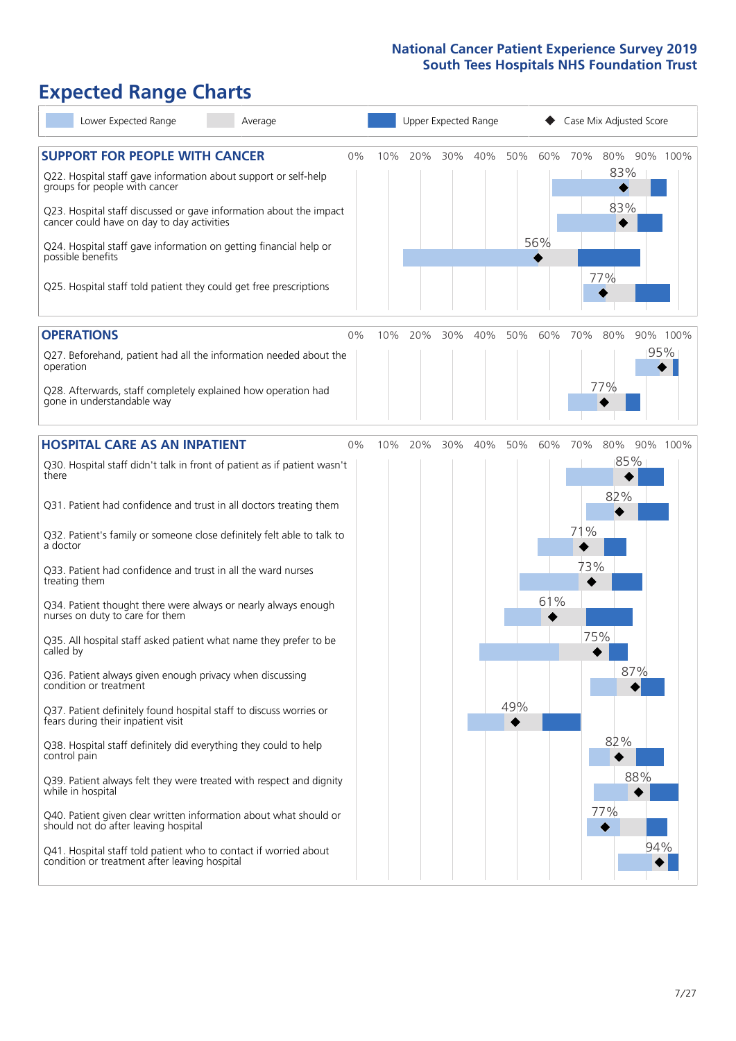# Expected Range Charts

Lower Expected Range | Average | Upper Expected Range | ◆ Case Mix Adjusted Score

## SUPPORT FOR PEOPLE WITH CANCER

| Question | Case Mix Adjusted Score |
|---|---|
| Q22. Hospital staff gave information about support or self-help groups for people with cancer | 83% |
| Q23. Hospital staff discussed or gave information about the impact cancer could have on day to day activities | 83% |
| Q24. Hospital staff gave information on getting financial help or possible benefits | 56% |
| Q25. Hospital staff told patient they could get free prescriptions | 77% |

## OPERATIONS

| Question | Case Mix Adjusted Score |
|---|---|
| Q27. Beforehand, patient had all the information needed about the operation | 95% |
| Q28. Afterwards, staff completely explained how operation had gone in understandable way | 77% |

## HOSPITAL CARE AS AN INPATIENT

| Question | Case Mix Adjusted Score |
|---|---|
| Q30. Hospital staff didn't talk in front of patient as if patient wasn't there | 85% |
| Q31. Patient had confidence and trust in all doctors treating them | 82% |
| Q32. Patient's family or someone close definitely felt able to talk to a doctor | 71% |
| Q33. Patient had confidence and trust in all the ward nurses treating them | 73% |
| Q34. Patient thought there were always or nearly always enough nurses on duty to care for them | 61% |
| Q35. All hospital staff asked patient what name they prefer to be called by | 75% |
| Q36. Patient always given enough privacy when discussing condition or treatment | 87% |
| Q37. Patient definitely found hospital staff to discuss worries or fears during their inpatient visit | 49% |
| Q38. Hospital staff definitely did everything they could to help control pain | 82% |
| Q39. Patient always felt they were treated with respect and dignity while in hospital | 88% |
| Q40. Patient given clear written information about what should or should not do after leaving hospital | 77% |
| Q41. Hospital staff told patient who to contact if worried about condition or treatment after leaving hospital | 94% |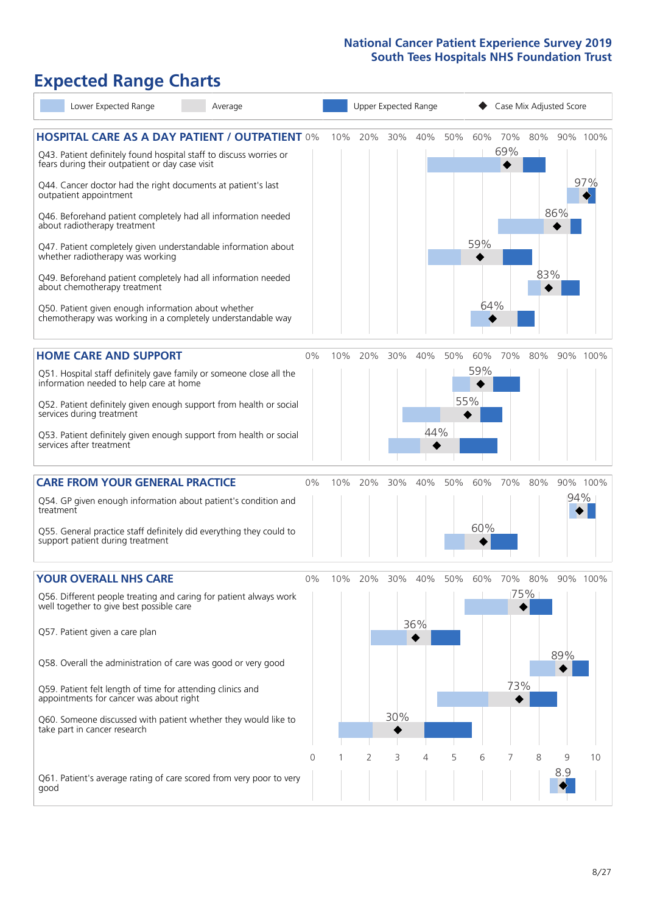National Cancer Patient Experience Survey 2019
South Tees Hospitals NHS Foundation Trust

# Expected Range Charts

Lower Expected Range | Average | Upper Expected Range | ◆ Case Mix Adjusted Score

## HOSPITAL CARE AS A DAY PATIENT / OUTPATIENT

| Question | Case Mix Adjusted Score |
|---|---|
| Q43. Patient definitely found hospital staff to discuss worries or fears during their outpatient or day case visit | 69% |
| Q44. Cancer doctor had the right documents at patient's last outpatient appointment | 97% |
| Q46. Beforehand patient completely had all information needed about radiotherapy treatment | 86% |
| Q47. Patient completely given understandable information about whether radiotherapy treatment was working | 59% |
| Q49. Beforehand patient completely had all information needed about chemotherapy treatment | 83% |
| Q50. Patient given enough information about whether chemotherapy was working in a completely understandable way | 64% |

## HOME CARE AND SUPPORT

| Question | Case Mix Adjusted Score |
|---|---|
| Q51. Hospital staff definitely gave family or someone close all the information needed to help care at home | 59% |
| Q52. Patient definitely given enough support from health or social services during treatment | 55% |
| Q53. Patient definitely given enough support from health or social services after treatment | 44% |

## CARE FROM YOUR GENERAL PRACTICE

| Question | Case Mix Adjusted Score |
|---|---|
| Q54. GP given enough information about patient's condition and treatment | 94% |
| Q55. General practice staff definitely did everything they could to support patient during treatment | 60% |

## YOUR OVERALL NHS CARE

| Question | Case Mix Adjusted Score |
|---|---|
| Q56. Different people treating and caring for patient always work well together to give best possible care | 75% |
| Q57. Patient given a care plan | 36% |
| Q58. Overall the administration of care was good or very good | 89% |
| Q59. Patient felt length of time for attending clinics and appointments for cancer was about right | 73% |
| Q60. Someone discussed with patient whether they would like to take part in cancer research | 30% |
| Q61. Patient's average rating of care scored from very poor to very good | 8.9 |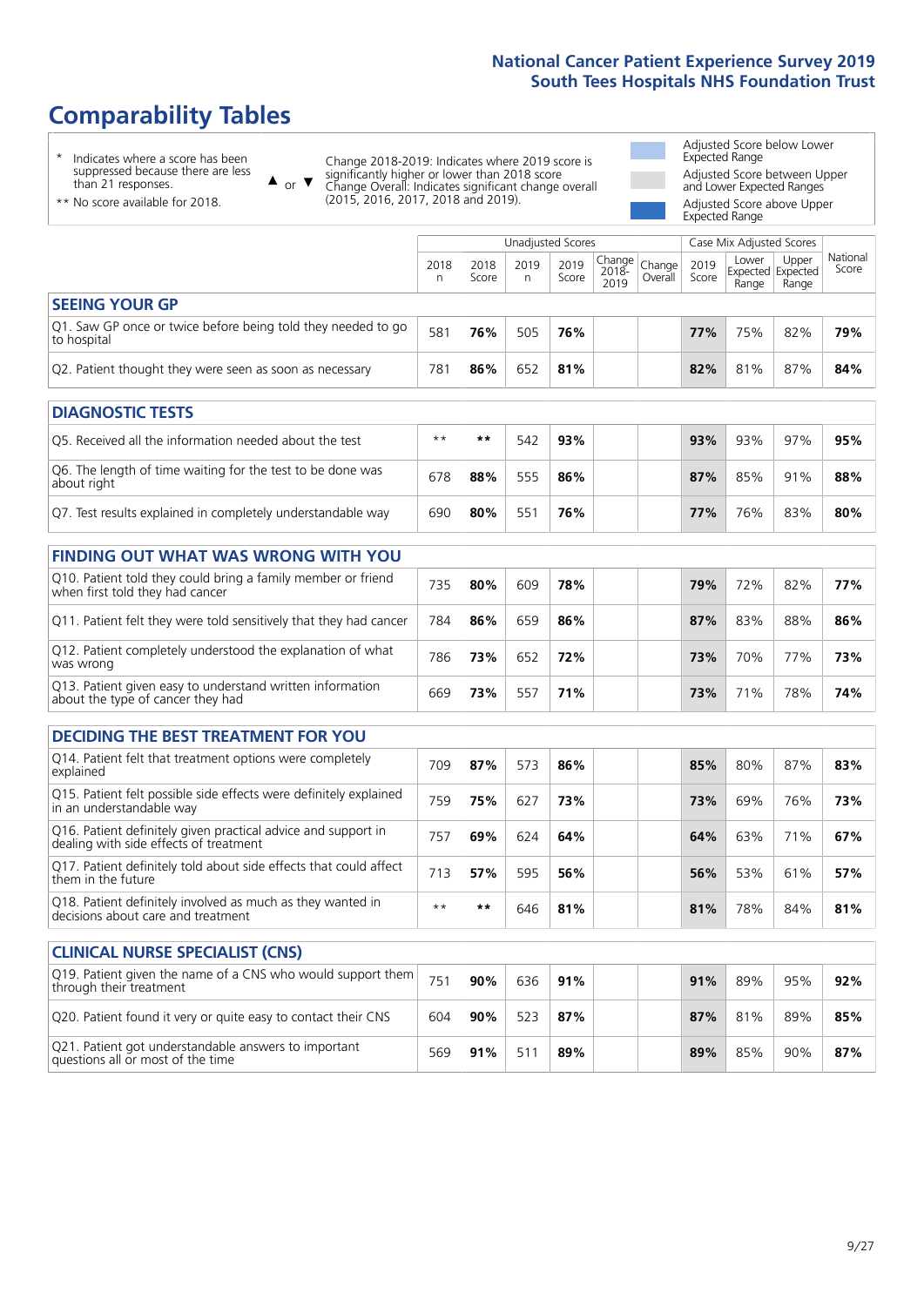# Comparability Tables

\* Indicates where a score has been suppressed because there are less than 21 responses.

\*\* No score available for 2018.

▲ or ▼ Change 2018-2019: Indicates where 2019 score is significantly higher or lower than 2018 score. Change Overall: Indicates significant change overall (2015, 2016, 2017, 2018 and 2019).

Adjusted Score below Lower Expected Range

Adjusted Score between Upper and Lower Expected Ranges

Adjusted Score above Upper Expected Range

| | Unadjusted Scores | | | | | | Case Mix Adjusted Scores | | | |
|---|---|---|---|---|---|---|---|---|---|---|
| | 2018 n | 2018 Score | 2019 n | 2019 Score | Change 2018-2019 | Change Overall | 2019 Score | Lower Expected Range | Upper Expected Range | National Score |
| **SEEING YOUR GP** | | | | | | | | | | |
| Q1. Saw GP once or twice before being told they needed to go to hospital | 581 | **76%** | 505 | **76%** | | | **77%** | 75% | 82% | **79%** |
| Q2. Patient thought they were seen as soon as necessary | 781 | **86%** | 652 | **81%** | | | **82%** | 81% | 87% | **84%** |
| **DIAGNOSTIC TESTS** | | | | | | | | | | |
| Q5. Received all the information needed about the test | ** | ** | 542 | **93%** | | | **93%** | 93% | 97% | **95%** |
| Q6. The length of time waiting for the test to be done was about right | 678 | **88%** | 555 | **86%** | | | **87%** | 85% | 91% | **88%** |
| Q7. Test results explained in completely understandable way | 690 | **80%** | 551 | **76%** | | | **77%** | 76% | 83% | **80%** |
| **FINDING OUT WHAT WAS WRONG WITH YOU** | | | | | | | | | | |
| Q10. Patient told they could bring a family member or friend when first told they had cancer | 735 | **80%** | 609 | **78%** | | | **79%** | 72% | 82% | **77%** |
| Q11. Patient felt they were told sensitively that they had cancer | 784 | **86%** | 659 | **86%** | | | **87%** | 83% | 88% | **86%** |
| Q12. Patient completely understood the explanation of what was wrong | 786 | **73%** | 652 | **72%** | | | **73%** | 70% | 77% | **73%** |
| Q13. Patient given easy to understand written information about the type of cancer they had | 669 | **73%** | 557 | **71%** | | | **73%** | 71% | 78% | **74%** |
| **DECIDING THE BEST TREATMENT FOR YOU** | | | | | | | | | | |
| Q14. Patient felt that treatment options were completely explained | 709 | **87%** | 573 | **86%** | | | **85%** | 80% | 87% | **83%** |
| Q15. Patient felt possible side effects were definitely explained in an understandable way | 759 | **75%** | 627 | **73%** | | | **73%** | 69% | 76% | **73%** |
| Q16. Patient definitely given practical advice and support in dealing with side effects of treatment | 757 | **69%** | 624 | **64%** | | | **64%** | 63% | 71% | **67%** |
| Q17. Patient definitely told about side effects that could affect them in the future | 713 | **57%** | 595 | **56%** | | | **56%** | 53% | 61% | **57%** |
| Q18. Patient definitely involved as much as they wanted in decisions about care and treatment | ** | ** | 646 | **81%** | | | **81%** | 78% | 84% | **81%** |
| **CLINICAL NURSE SPECIALIST (CNS)** | | | | | | | | | | |
| Q19. Patient given the name of a CNS who would support them through their treatment | 751 | **90%** | 636 | **91%** | | | **91%** | 89% | 95% | **92%** |
| Q20. Patient found it very or quite easy to contact their CNS | 604 | **90%** | 523 | **87%** | | | **87%** | 81% | 89% | **85%** |
| Q21. Patient got understandable answers to important questions all or most of the time | 569 | **91%** | 511 | **89%** | | | **89%** | 85% | 90% | **87%** |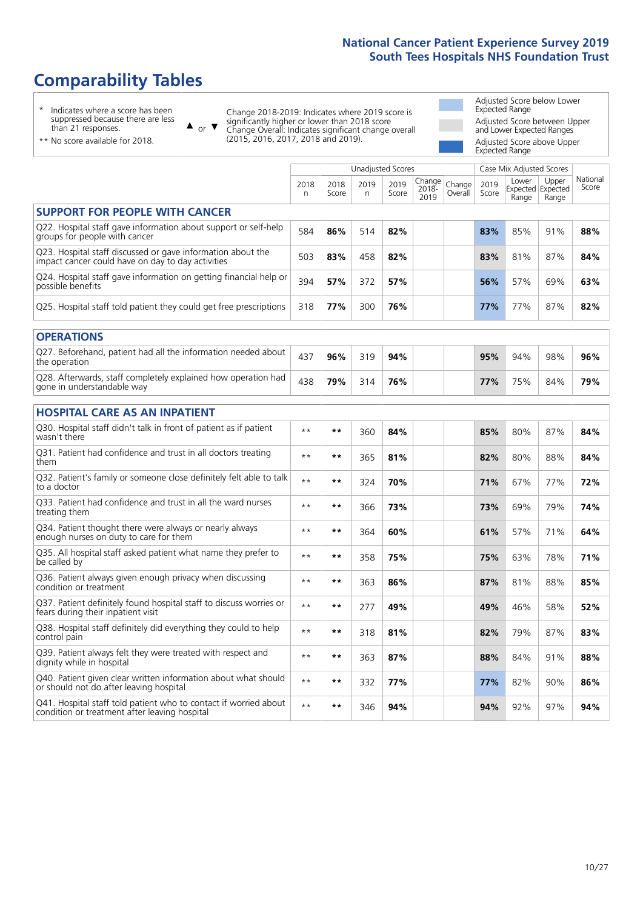# Comparability Tables

- \* Indicates where a score has been suppressed because there are less than 21 responses.
- \*\* No score available for 2018.

▲ or ▼ Change 2018-2019: Indicates where 2019 score is significantly higher or lower than 2018 score. Change Overall: Indicates significant change overall (2015, 2016, 2017, 2018 and 2019).

- Adjusted Score below Lower Expected Range
- Adjusted Score between Upper and Lower Expected Ranges
- Adjusted Score above Upper Expected Range

| | Unadjusted Scores | | | | | | Case Mix Adjusted Scores | | | |
|---|---|---|---|---|---|---|---|---|---|---|
| | 2018 n | 2018 Score | 2019 n | 2019 Score | Change 2018-2019 | Change Overall | 2019 Score | Lower Expected Range | Upper Expected Range | National Score |
| **SUPPORT FOR PEOPLE WITH CANCER** | | | | | | | | | | |
| Q22. Hospital staff gave information about support or self-help groups for people with cancer | 584 | **86%** | 514 | **82%** | | | **83%** | 85% | 91% | **88%** |
| Q23. Hospital staff discussed or gave information about the impact cancer could have on day to day activities | 503 | **83%** | 458 | **82%** | | | **83%** | 81% | 87% | **84%** |
| Q24. Hospital staff gave information on getting financial help or possible benefits | 394 | **57%** | 372 | **57%** | | | **56%** | 57% | 69% | **63%** |
| Q25. Hospital staff told patient they could get free prescriptions | 318 | **77%** | 300 | **76%** | | | **77%** | 77% | 87% | **82%** |
| **OPERATIONS** | | | | | | | | | | |
| Q27. Beforehand, patient had all the information needed about the operation | 437 | **96%** | 319 | **94%** | | | **95%** | 94% | 98% | **96%** |
| Q28. Afterwards, staff completely explained how operation had gone in understandable way | 438 | **79%** | 314 | **76%** | | | **77%** | 75% | 84% | **79%** |
| **HOSPITAL CARE AS AN INPATIENT** | | | | | | | | | | |
| Q30. Hospital staff didn't talk in front of patient as if patient wasn't there | ** | ** | 360 | **84%** | | | **85%** | 80% | 87% | **84%** |
| Q31. Patient had confidence and trust in all doctors treating them | ** | ** | 365 | **81%** | | | **82%** | 80% | 88% | **84%** |
| Q32. Patient's family or someone close definitely felt able to talk to a doctor | ** | ** | 324 | **70%** | | | **71%** | 67% | 77% | **72%** |
| Q33. Patient had confidence and trust in all the ward nurses treating them | ** | ** | 366 | **73%** | | | **73%** | 69% | 79% | **74%** |
| Q34. Patient thought there were always or nearly always enough nurses on duty to care for them | ** | ** | 364 | **60%** | | | **61%** | 57% | 71% | **64%** |
| Q35. All hospital staff asked patient what name they prefer to be called by | ** | ** | 358 | **75%** | | | **75%** | 63% | 78% | **71%** |
| Q36. Patient always given enough privacy when discussing condition or treatment | ** | ** | 363 | **86%** | | | **87%** | 81% | 88% | **85%** |
| Q37. Patient definitely found hospital staff to discuss worries or fears during their inpatient visit | ** | ** | 277 | **49%** | | | **49%** | 46% | 58% | **52%** |
| Q38. Hospital staff definitely did everything they could to help control pain | ** | ** | 318 | **81%** | | | **82%** | 79% | 87% | **83%** |
| Q39. Patient always felt they were treated with respect and dignity while in hospital | ** | ** | 363 | **87%** | | | **88%** | 84% | 91% | **88%** |
| Q40. Patient given clear written information about what should or should not do after leaving hospital | ** | ** | 332 | **77%** | | | **77%** | 82% | 90% | **86%** |
| Q41. Hospital staff told patient who to contact if worried about condition or treatment after leaving hospital | ** | ** | 346 | **94%** | | | **94%** | 92% | 97% | **94%** |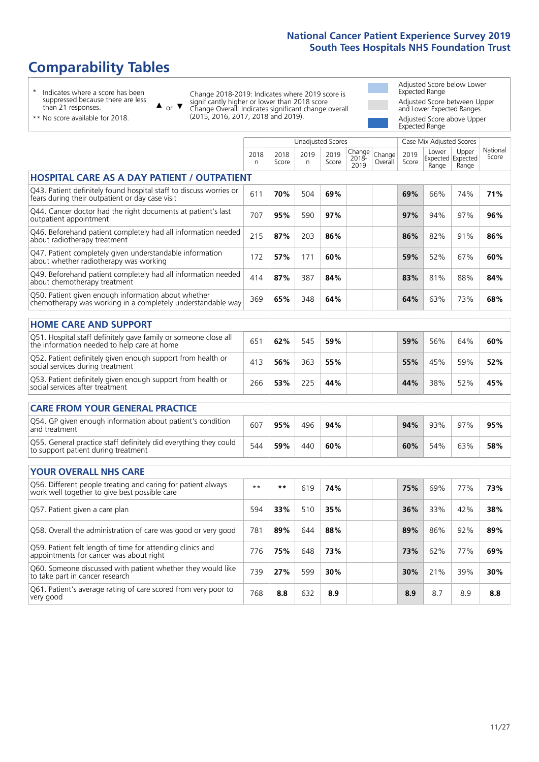# Comparability Tables

\* Indicates where a score has been suppressed because there are less than 21 responses.

\*\* No score available for 2018.

▲ or ▼ Change 2018-2019: Indicates where 2019 score is significantly higher or lower than 2018 score. Change Overall: Indicates significant change overall (2015, 2016, 2017, 2018 and 2019).

Adjusted Score below Lower Expected Range

Adjusted Score between Upper and Lower Expected Ranges

Adjusted Score above Upper Expected Range

| | Unadjusted Scores | | | | | | Case Mix Adjusted Scores | | | |
|---|---|---|---|---|---|---|---|---|---|---|
| | 2018 n | 2018 Score | 2019 n | 2019 Score | Change 2018-2019 | Change Overall | 2019 Score | Lower Expected Range | Upper Expected Range | National Score |
| **HOSPITAL CARE AS A DAY PATIENT / OUTPATIENT** | | | | | | | | | | |
| Q43. Patient definitely found hospital staff to discuss worries or fears during their outpatient or day case visit | 611 | **70%** | 504 | **69%** | | | **69%** | 66% | 74% | **71%** |
| Q44. Cancer doctor had the right documents at patient's last outpatient appointment | 707 | **95%** | 590 | **97%** | | | **97%** | 94% | 97% | **96%** |
| Q46. Beforehand patient completely had all information needed about radiotherapy treatment | 215 | **87%** | 203 | **86%** | | | **86%** | 82% | 91% | **86%** |
| Q47. Patient completely given understandable information about whether radiotherapy was working | 172 | **57%** | 171 | **60%** | | | **59%** | 52% | 67% | **60%** |
| Q49. Beforehand patient completely had all information needed about chemotherapy treatment | 414 | **87%** | 387 | **84%** | | | **83%** | 81% | 88% | **84%** |
| Q50. Patient given enough information about whether chemotherapy was working in a completely understandable way | 369 | **65%** | 348 | **64%** | | | **64%** | 63% | 73% | **68%** |
| **HOME CARE AND SUPPORT** | | | | | | | | | | |
| Q51. Hospital staff definitely gave family or someone close all the information needed to help care at home | 651 | **62%** | 545 | **59%** | | | **59%** | 56% | 64% | **60%** |
| Q52. Patient definitely given enough support from health or social services during treatment | 413 | **56%** | 363 | **55%** | | | **55%** | 45% | 59% | **52%** |
| Q53. Patient definitely given enough support from health or social services after treatment | 266 | **53%** | 225 | **44%** | | | **44%** | 38% | 52% | **45%** |
| **CARE FROM YOUR GENERAL PRACTICE** | | | | | | | | | | |
| Q54. GP given enough information about patient's condition and treatment | 607 | **95%** | 496 | **94%** | | | **94%** | 93% | 97% | **95%** |
| Q55. General practice staff definitely did everything they could to support patient during treatment | 544 | **59%** | 440 | **60%** | | | **60%** | 54% | 63% | **58%** |
| **YOUR OVERALL NHS CARE** | | | | | | | | | | |
| Q56. Different people treating and caring for patient always work well together to give best possible care | ** | ** | 619 | **74%** | | | **75%** | 69% | 77% | **73%** |
| Q57. Patient given a care plan | 594 | **33%** | 510 | **35%** | | | **36%** | 33% | 42% | **38%** |
| Q58. Overall the administration of care was good or very good | 781 | **89%** | 644 | **88%** | | | **89%** | 86% | 92% | **89%** |
| Q59. Patient felt length of time for attending clinics and appointments for cancer was about right | 776 | **75%** | 648 | **73%** | | | **73%** | 62% | 77% | **69%** |
| Q60. Someone discussed with patient whether they would like to take part in cancer research | 739 | **27%** | 599 | **30%** | | | **30%** | 21% | 39% | **30%** |
| Q61. Patient's average rating of care scored from very poor to very good | 768 | **8.8** | 632 | **8.9** | | | **8.9** | 8.7 | 8.9 | **8.8** |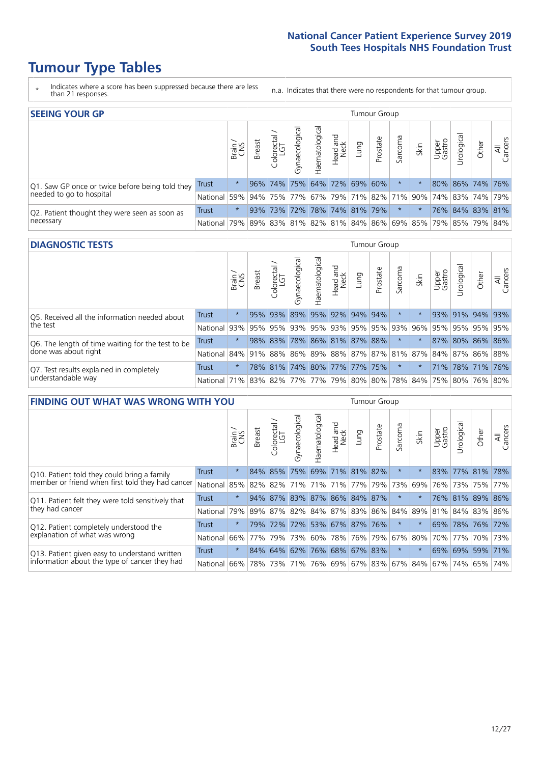# Tumour Type Tables

\* Indicates where a score has been suppressed because there are less than 21 responses.

n.a. Indicates that there were no respondents for that tumour group.

## SEEING YOUR GP

| | | Brain / CNS | Breast | Colorectal / LGT | Gynaecological | Haematological | Head and Neck | Lung | Prostate | Sarcoma | Skin | Upper Gastro | Urological | Other | All Cancers |
|---|---|---|---|---|---|---|---|---|---|---|---|---|---|---|---|
| Q1. Saw GP once or twice before being told they needed to go to hospital | Trust | * | 96% | 74% | 75% | 64% | 72% | 69% | 60% | * | * | 80% | 86% | 74% | 76% |
| | National | 59% | 94% | 75% | 77% | 67% | 79% | 71% | 82% | 71% | 90% | 74% | 83% | 74% | 79% |
| Q2. Patient thought they were seen as soon as necessary | Trust | * | 93% | 73% | 72% | 78% | 74% | 81% | 79% | * | * | 76% | 84% | 83% | 81% |
| | National | 79% | 89% | 83% | 81% | 82% | 81% | 84% | 86% | 69% | 85% | 79% | 85% | 79% | 84% |

## DIAGNOSTIC TESTS

| | | Brain / CNS | Breast | Colorectal / LGT | Gynaecological | Haematological | Head and Neck | Lung | Prostate | Sarcoma | Skin | Upper Gastro | Urological | Other | All Cancers |
|---|---|---|---|---|---|---|---|---|---|---|---|---|---|---|---|
| Q5. Received all the information needed about the test | Trust | * | 95% | 93% | 89% | 95% | 92% | 94% | 94% | * | * | 93% | 91% | 94% | 93% |
| | National | 93% | 95% | 95% | 93% | 95% | 93% | 95% | 95% | 93% | 96% | 95% | 95% | 95% | 95% |
| Q6. The length of time waiting for the test to be done was about right | Trust | * | 98% | 83% | 78% | 86% | 81% | 87% | 88% | * | * | 87% | 80% | 86% | 86% |
| | National | 84% | 91% | 88% | 86% | 89% | 88% | 87% | 87% | 81% | 87% | 84% | 87% | 86% | 88% |
| Q7. Test results explained in completely understandable way | Trust | * | 78% | 81% | 74% | 80% | 77% | 77% | 75% | * | * | 71% | 78% | 71% | 76% |
| | National | 71% | 83% | 82% | 77% | 77% | 79% | 80% | 80% | 78% | 84% | 75% | 80% | 76% | 80% |

## FINDING OUT WHAT WAS WRONG WITH YOU

| | | Brain / CNS | Breast | Colorectal / LGT | Gynaecological | Haematological | Head and Neck | Lung | Prostate | Sarcoma | Skin | Upper Gastro | Urological | Other | All Cancers |
|---|---|---|---|---|---|---|---|---|---|---|---|---|---|---|---|
| Q10. Patient told they could bring a family member or friend when first told they had cancer | Trust | * | 84% | 85% | 75% | 69% | 71% | 81% | 82% | * | * | 83% | 77% | 81% | 78% |
| | National | 85% | 82% | 82% | 71% | 71% | 71% | 77% | 79% | 73% | 69% | 76% | 73% | 75% | 77% |
| Q11. Patient felt they were told sensitively that they had cancer | Trust | * | 94% | 87% | 83% | 87% | 86% | 84% | 87% | * | * | 76% | 81% | 89% | 86% |
| | National | 79% | 89% | 87% | 82% | 84% | 87% | 83% | 86% | 84% | 89% | 81% | 84% | 83% | 86% |
| Q12. Patient completely understood the explanation of what was wrong | Trust | * | 79% | 72% | 72% | 53% | 67% | 87% | 76% | * | * | 69% | 78% | 76% | 72% |
| | National | 66% | 77% | 79% | 73% | 60% | 78% | 76% | 79% | 67% | 80% | 70% | 77% | 70% | 73% |
| Q13. Patient given easy to understand written information about the type of cancer they had | Trust | * | 84% | 64% | 62% | 76% | 68% | 67% | 83% | * | * | 69% | 69% | 59% | 71% |
| | National | 66% | 78% | 73% | 71% | 76% | 69% | 67% | 83% | 67% | 84% | 67% | 74% | 65% | 74% |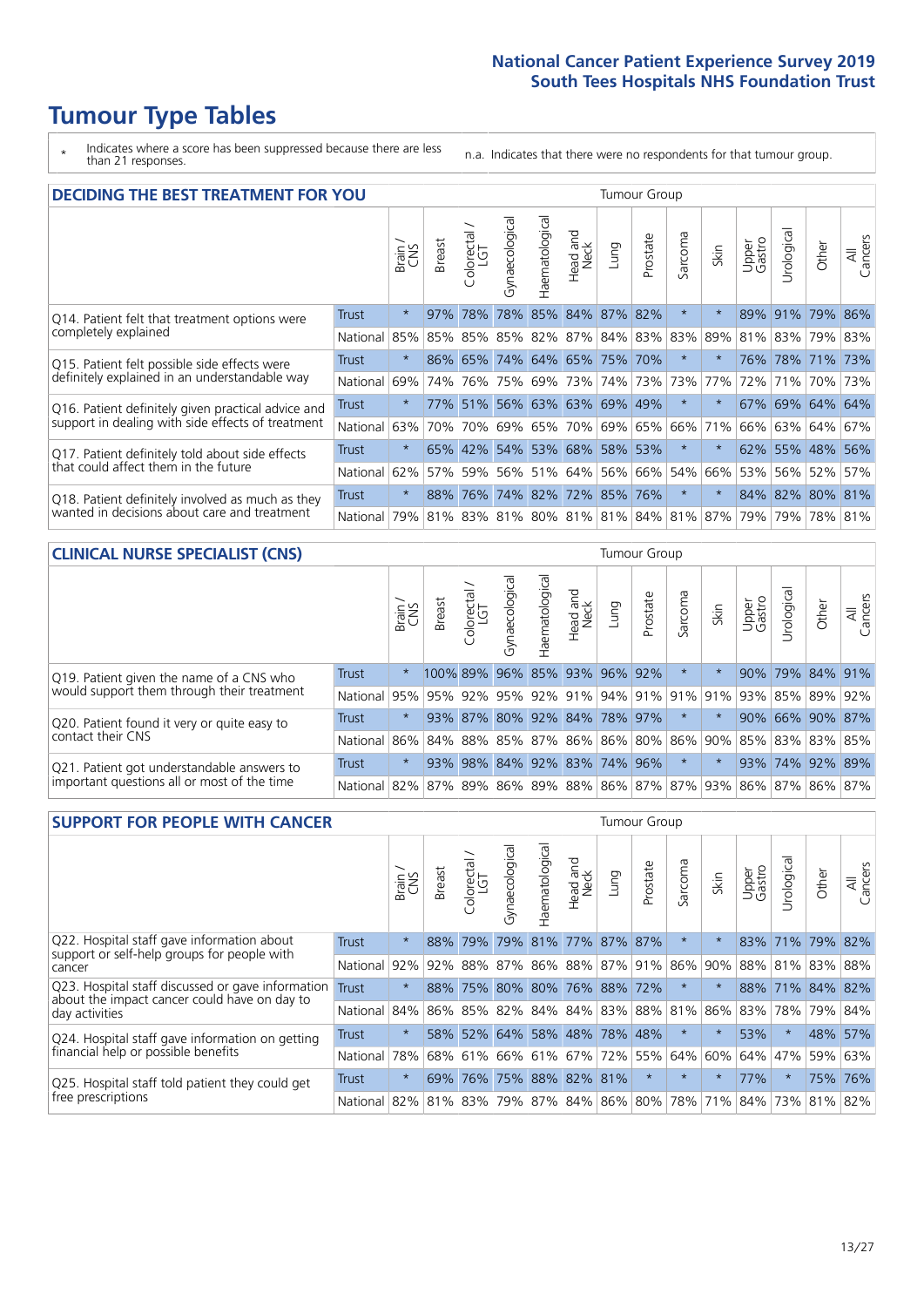# Tumour Type Tables

- \* Indicates where a score has been suppressed because there are less than 21 responses.
- n.a. Indicates that there were no respondents for that tumour group.

## DECIDING THE BEST TREATMENT FOR YOU

| | | Brain / CNS | Breast | Colorectal / LGT | Gynaecological | Haematological | Head and Neck | Lung | Prostate | Sarcoma | Skin | Upper Gastro | Urological | Other | All Cancers |
|---|---|---|---|---|---|---|---|---|---|---|---|---|---|---|---|
| Q14. Patient felt that treatment options were completely explained | Trust | * | 97% | 78% | 78% | 85% | 84% | 87% | 82% | * | * | 89% | 91% | 79% | 86% |
| | National | 85% | 85% | 85% | 85% | 82% | 87% | 84% | 83% | 83% | 89% | 81% | 83% | 79% | 83% |
| Q15. Patient felt possible side effects were definitely explained in an understandable way | Trust | * | 86% | 65% | 74% | 64% | 65% | 75% | 70% | * | * | 76% | 78% | 71% | 73% |
| | National | 69% | 74% | 76% | 75% | 69% | 73% | 74% | 73% | 73% | 77% | 72% | 71% | 70% | 73% |
| Q16. Patient definitely given practical advice and support in dealing with side effects of treatment | Trust | * | 77% | 51% | 56% | 63% | 63% | 69% | 49% | * | * | 67% | 69% | 64% | 64% |
| | National | 63% | 70% | 70% | 69% | 65% | 70% | 69% | 65% | 66% | 71% | 66% | 63% | 64% | 67% |
| Q17. Patient definitely told about side effects that could affect them in the future | Trust | * | 65% | 42% | 54% | 53% | 68% | 58% | 53% | * | * | 62% | 55% | 48% | 56% |
| | National | 62% | 57% | 59% | 56% | 51% | 64% | 56% | 66% | 54% | 66% | 53% | 56% | 52% | 57% |
| Q18. Patient definitely involved as much as they wanted in decisions about care and treatment | Trust | * | 88% | 76% | 74% | 82% | 72% | 85% | 76% | * | * | 84% | 82% | 80% | 81% |
| | National | 79% | 81% | 83% | 81% | 80% | 81% | 81% | 84% | 81% | 87% | 79% | 79% | 78% | 81% |

## CLINICAL NURSE SPECIALIST (CNS)

| | | Brain / CNS | Breast | Colorectal / LGT | Gynaecological | Haematological | Head and Neck | Lung | Prostate | Sarcoma | Skin | Upper Gastro | Urological | Other | All Cancers |
|---|---|---|---|---|---|---|---|---|---|---|---|---|---|---|---|
| Q19. Patient given the name of a CNS who would support them through their treatment | Trust | * | 100% | 89% | 96% | 85% | 93% | 96% | 92% | * | * | 90% | 79% | 84% | 91% |
| | National | 95% | 95% | 92% | 95% | 92% | 91% | 94% | 91% | 91% | 91% | 93% | 85% | 89% | 92% |
| Q20. Patient found it very or quite easy to contact their CNS | Trust | * | 93% | 87% | 80% | 92% | 84% | 78% | 97% | * | * | 90% | 66% | 90% | 87% |
| | National | 86% | 84% | 88% | 85% | 87% | 86% | 86% | 80% | 86% | 90% | 85% | 83% | 83% | 85% |
| Q21. Patient got understandable answers to important questions all or most of the time | Trust | * | 93% | 98% | 84% | 92% | 83% | 74% | 96% | * | * | 93% | 74% | 92% | 89% |
| | National | 82% | 87% | 89% | 86% | 89% | 88% | 86% | 87% | 87% | 93% | 86% | 87% | 86% | 87% |

## SUPPORT FOR PEOPLE WITH CANCER

| | | Brain / CNS | Breast | Colorectal / LGT | Gynaecological | Haematological | Head and Neck | Lung | Prostate | Sarcoma | Skin | Upper Gastro | Urological | Other | All Cancers |
|---|---|---|---|---|---|---|---|---|---|---|---|---|---|---|---|
| Q22. Hospital staff gave information about support or self-help groups for people with cancer | Trust | * | 88% | 79% | 79% | 81% | 77% | 87% | 87% | * | * | 83% | 71% | 79% | 82% |
| | National | 92% | 92% | 88% | 87% | 86% | 88% | 87% | 91% | 86% | 90% | 88% | 81% | 83% | 88% |
| Q23. Hospital staff discussed or gave information about the impact cancer could have on day to day activities | Trust | * | 88% | 75% | 80% | 80% | 76% | 88% | 72% | * | * | 88% | 71% | 84% | 82% |
| | National | 84% | 86% | 85% | 82% | 84% | 84% | 83% | 88% | 81% | 86% | 83% | 78% | 79% | 84% |
| Q24. Hospital staff gave information on getting financial help or possible benefits | Trust | * | 58% | 52% | 64% | 58% | 48% | 78% | 48% | * | * | 53% | * | 48% | 57% |
| | National | 78% | 68% | 61% | 66% | 61% | 67% | 72% | 55% | 64% | 60% | 64% | 47% | 59% | 63% |
| Q25. Hospital staff told patient they could get free prescriptions | Trust | * | 69% | 76% | 75% | 88% | 82% | 81% | * | * | * | 77% | * | 75% | 76% |
| | National | 82% | 81% | 83% | 79% | 87% | 84% | 86% | 80% | 78% | 71% | 84% | 73% | 81% | 82% |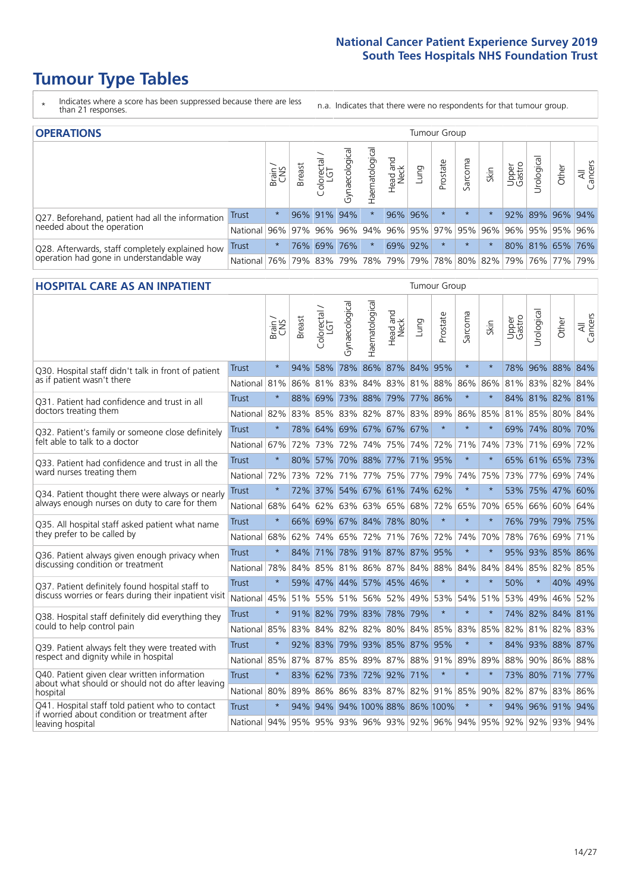# Tumour Type Tables

\* Indicates where a score has been suppressed because there are less than 21 responses.

n.a. Indicates that there were no respondents for that tumour group.

## OPERATIONS

| | | Brain / CNS | Breast | Colorectal / LGT | Gynaecological | Haematological | Head and Neck | Lung | Prostate | Sarcoma | Skin | Upper Gastro | Urological | Other | All Cancers |
|---|---|---|---|---|---|---|---|---|---|---|---|---|---|---|---|
| Q27. Beforehand, patient had all the information needed about the operation | Trust | * | 96% | 91% | 94% | * | 96% | 96% | * | * | * | 92% | 89% | 96% | 94% |
| | National | 96% | 97% | 96% | 96% | 94% | 96% | 95% | 97% | 95% | 96% | 96% | 95% | 95% | 96% |
| Q28. Afterwards, staff completely explained how operation had gone in understandable way | Trust | * | 76% | 69% | 76% | * | 69% | 92% | * | * | * | 80% | 81% | 65% | 76% |
| | National | 76% | 79% | 83% | 79% | 78% | 79% | 79% | 78% | 80% | 82% | 79% | 76% | 77% | 79% |

## HOSPITAL CARE AS AN INPATIENT

| | | Brain / CNS | Breast | Colorectal / LGT | Gynaecological | Haematological | Head and Neck | Lung | Prostate | Sarcoma | Skin | Upper Gastro | Urological | Other | All Cancers |
|---|---|---|---|---|---|---|---|---|---|---|---|---|---|---|---|
| Q30. Hospital staff didn't talk in front of patient as if patient wasn't there | Trust | * | 94% | 58% | 78% | 86% | 87% | 84% | 95% | * | * | 78% | 96% | 88% | 84% |
| | National | 81% | 86% | 81% | 83% | 84% | 83% | 81% | 88% | 86% | 86% | 81% | 83% | 82% | 84% |
| Q31. Patient had confidence and trust in all doctors treating them | Trust | * | 88% | 69% | 73% | 88% | 79% | 77% | 86% | * | * | 84% | 81% | 82% | 81% |
| | National | 82% | 83% | 85% | 83% | 82% | 87% | 83% | 89% | 86% | 85% | 81% | 85% | 80% | 84% |
| Q32. Patient's family or someone close definitely felt able to talk to a doctor | Trust | * | 78% | 64% | 69% | 67% | 67% | 67% | * | * | * | 69% | 74% | 80% | 70% |
| | National | 67% | 72% | 73% | 72% | 74% | 75% | 74% | 72% | 71% | 74% | 73% | 71% | 69% | 72% |
| Q33. Patient had confidence and trust in all the ward nurses treating them | Trust | * | 80% | 57% | 70% | 88% | 77% | 71% | 95% | * | * | 65% | 61% | 65% | 73% |
| | National | 72% | 73% | 72% | 71% | 77% | 75% | 77% | 79% | 74% | 75% | 73% | 77% | 69% | 74% |
| Q34. Patient thought there were always or nearly always enough nurses on duty to care for them | Trust | * | 72% | 37% | 54% | 67% | 61% | 74% | 62% | * | * | 53% | 75% | 47% | 60% |
| | National | 68% | 64% | 62% | 63% | 63% | 65% | 68% | 72% | 65% | 70% | 65% | 66% | 60% | 64% |
| Q35. All hospital staff asked patient what name they prefer to be called by | Trust | * | 66% | 69% | 67% | 84% | 78% | 80% | * | * | * | 76% | 79% | 79% | 75% |
| | National | 68% | 62% | 74% | 65% | 72% | 71% | 76% | 72% | 74% | 70% | 78% | 76% | 69% | 71% |
| Q36. Patient always given enough privacy when discussing condition or treatment | Trust | * | 84% | 71% | 78% | 91% | 87% | 87% | 95% | * | * | 95% | 93% | 85% | 86% |
| | National | 78% | 84% | 85% | 81% | 86% | 87% | 84% | 88% | 84% | 84% | 84% | 85% | 82% | 85% |
| Q37. Patient definitely found hospital staff to discuss worries or fears during their inpatient visit | Trust | * | 59% | 47% | 44% | 57% | 45% | 46% | * | * | * | 50% | * | 40% | 49% |
| | National | 45% | 51% | 55% | 51% | 56% | 52% | 49% | 53% | 54% | 51% | 53% | 49% | 46% | 52% |
| Q38. Hospital staff definitely did everything they could to help control pain | Trust | * | 91% | 82% | 79% | 83% | 78% | 79% | * | * | * | 74% | 82% | 84% | 81% |
| | National | 85% | 83% | 84% | 82% | 82% | 80% | 84% | 85% | 83% | 85% | 82% | 81% | 82% | 83% |
| Q39. Patient always felt they were treated with respect and dignity while in hospital | Trust | * | 92% | 83% | 79% | 93% | 85% | 87% | 95% | * | * | 84% | 93% | 88% | 87% |
| | National | 85% | 87% | 87% | 85% | 89% | 87% | 88% | 91% | 89% | 89% | 88% | 90% | 86% | 88% |
| Q40. Patient given clear written information about what should or should not do after leaving hospital | Trust | * | 83% | 62% | 73% | 72% | 92% | 71% | * | * | * | 73% | 80% | 71% | 77% |
| | National | 80% | 89% | 86% | 86% | 83% | 87% | 82% | 91% | 85% | 90% | 82% | 87% | 83% | 86% |
| Q41. Hospital staff told patient who to contact if worried about condition or treatment after leaving hospital | Trust | * | 94% | 94% | 94% | 100% | 88% | 86% | 100% | * | * | 94% | 96% | 91% | 94% |
| | National | 94% | 95% | 95% | 93% | 96% | 93% | 92% | 96% | 94% | 95% | 92% | 92% | 93% | 94% |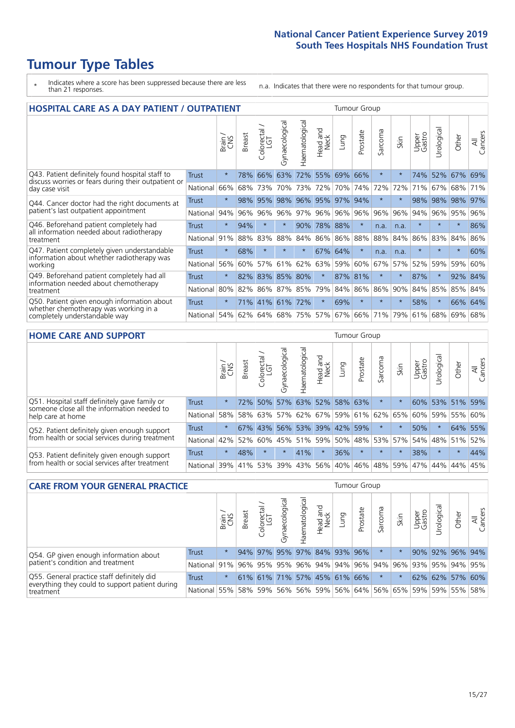# Tumour Type Tables

- \* Indicates where a score has been suppressed because there are less than 21 responses.
- n.a. Indicates that there were no respondents for that tumour group.

## HOSPITAL CARE AS A DAY PATIENT / OUTPATIENT

| | | Brain / CNS | Breast | Colorectal / LGT | Gynaecological | Haematological | Head and Neck | Lung | Prostate | Sarcoma | Skin | Upper Gastro | Urological | Other | All Cancers |
|---|---|---|---|---|---|---|---|---|---|---|---|---|---|---|---|
| Q43. Patient definitely found hospital staff to discuss worries or fears during their outpatient or day case visit | Trust | * | 78% | 66% | 63% | 72% | 55% | 69% | 66% | * | * | 74% | 52% | 67% | 69% |
| | National | 66% | 68% | 73% | 70% | 73% | 72% | 70% | 74% | 72% | 72% | 71% | 67% | 68% | 71% |
| Q44. Cancer doctor had the right documents at patient's last outpatient appointment | Trust | * | 98% | 95% | 98% | 96% | 95% | 97% | 94% | * | * | 98% | 98% | 98% | 97% |
| | National | 94% | 96% | 96% | 96% | 97% | 96% | 96% | 96% | 96% | 96% | 94% | 96% | 95% | 96% |
| Q46. Beforehand patient completely had all information needed about radiotherapy treatment | Trust | * | 94% | * | * | 90% | 78% | 88% | * | n.a. | n.a. | * | * | * | 86% |
| | National | 91% | 88% | 83% | 88% | 84% | 86% | 86% | 88% | 88% | 84% | 86% | 83% | 84% | 86% |
| Q47. Patient completely given understandable information about whether radiotherapy was working | Trust | * | 68% | * | * | * | 67% | 64% | * | n.a. | n.a. | * | * | * | 60% |
| | National | 56% | 60% | 57% | 61% | 62% | 63% | 59% | 60% | 67% | 57% | 52% | 59% | 59% | 60% |
| Q49. Beforehand patient completely had all information needed about chemotherapy treatment | Trust | * | 82% | 83% | 85% | 80% | * | 87% | 81% | * | * | 87% | * | 92% | 84% |
| | National | 80% | 82% | 86% | 87% | 85% | 79% | 84% | 86% | 86% | 90% | 84% | 85% | 85% | 84% |
| Q50. Patient given enough information about whether chemotherapy was working in a completely understandable way | Trust | * | 71% | 41% | 61% | 72% | * | 69% | * | * | * | 58% | * | 66% | 64% |
| | National | 54% | 62% | 64% | 68% | 75% | 57% | 67% | 66% | 71% | 79% | 61% | 68% | 69% | 68% |

## HOME CARE AND SUPPORT

| | | Brain / CNS | Breast | Colorectal / LGT | Gynaecological | Haematological | Head and Neck | Lung | Prostate | Sarcoma | Skin | Upper Gastro | Urological | Other | All Cancers |
|---|---|---|---|---|---|---|---|---|---|---|---|---|---|---|---|
| Q51. Hospital staff definitely gave family or someone close all the information needed to help care at home | Trust | * | 72% | 50% | 57% | 63% | 52% | 58% | 63% | * | * | 60% | 53% | 51% | 59% |
| | National | 58% | 58% | 63% | 57% | 62% | 67% | 59% | 61% | 62% | 65% | 60% | 59% | 55% | 60% |
| Q52. Patient definitely given enough support from health or social services during treatment | Trust | * | 67% | 43% | 56% | 53% | 39% | 42% | 59% | * | * | 50% | * | 64% | 55% |
| | National | 42% | 52% | 60% | 45% | 51% | 59% | 50% | 48% | 53% | 57% | 54% | 48% | 51% | 52% |
| Q53. Patient definitely given enough support from health or social services after treatment | Trust | * | 48% | * | * | 41% | * | 36% | * | * | * | 38% | * | * | 44% |
| | National | 39% | 41% | 53% | 39% | 43% | 56% | 40% | 46% | 48% | 59% | 47% | 44% | 44% | 45% |

## CARE FROM YOUR GENERAL PRACTICE

| | | Brain / CNS | Breast | Colorectal / LGT | Gynaecological | Haematological | Head and Neck | Lung | Prostate | Sarcoma | Skin | Upper Gastro | Urological | Other | All Cancers |
|---|---|---|---|---|---|---|---|---|---|---|---|---|---|---|---|
| Q54. GP given enough information about patient's condition and treatment | Trust | * | 94% | 97% | 95% | 97% | 84% | 93% | 96% | * | * | 90% | 92% | 96% | 94% |
| | National | 91% | 96% | 95% | 95% | 96% | 94% | 94% | 96% | 94% | 96% | 93% | 95% | 94% | 95% |
| Q55. General practice staff definitely did everything they could to support patient during treatment | Trust | * | 61% | 61% | 71% | 57% | 45% | 61% | 66% | * | * | 62% | 62% | 57% | 60% |
| | National | 55% | 58% | 59% | 56% | 56% | 59% | 56% | 64% | 56% | 65% | 59% | 59% | 55% | 58% |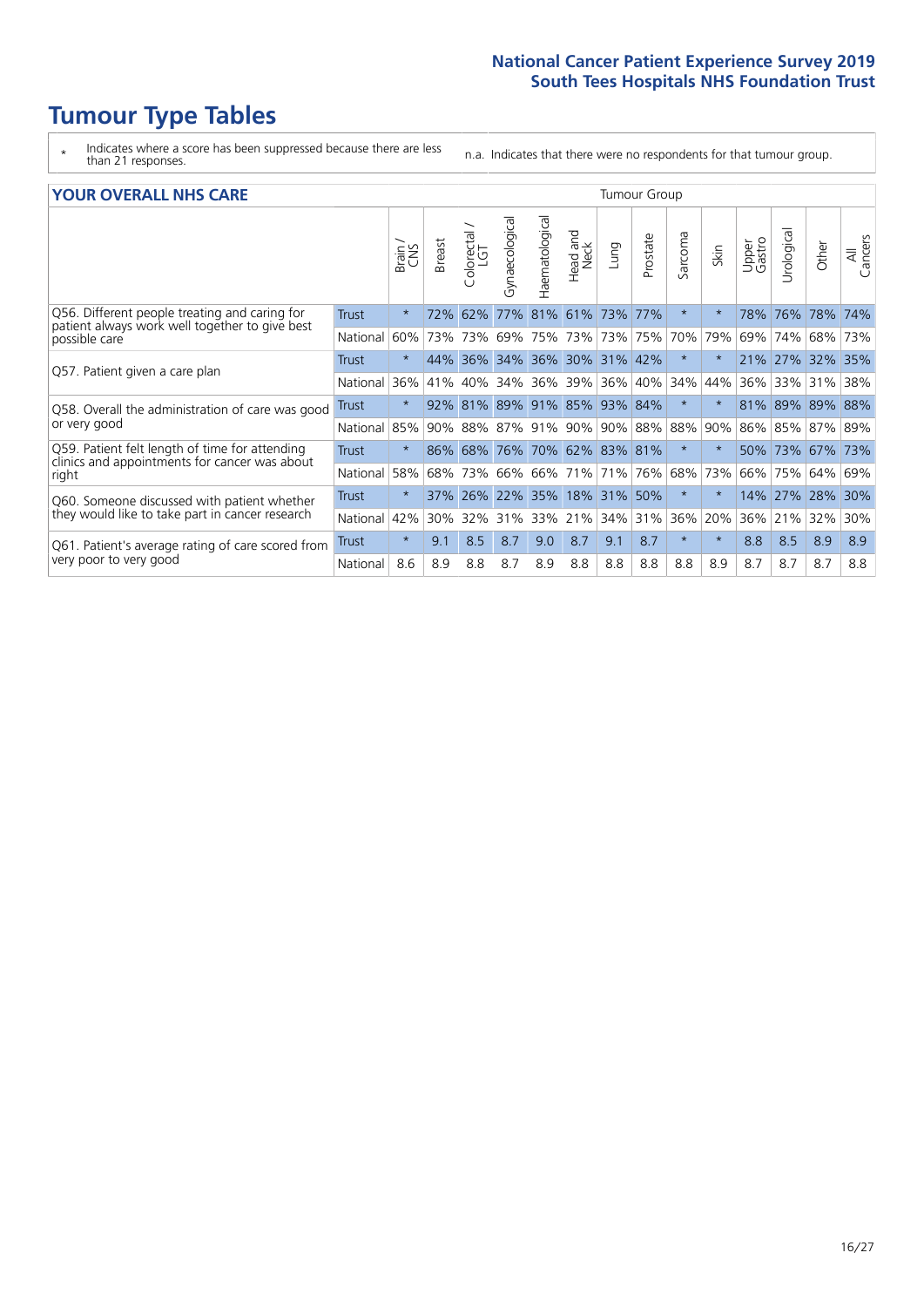# Tumour Type Tables

- \* Indicates where a score has been suppressed because there are less than 21 responses.
- n.a. Indicates that there were no respondents for that tumour group.

## YOUR OVERALL NHS CARE

| | | Brain / CNS | Breast | Colorectal / LGT | Gynaecological | Haematological | Head and Neck | Lung | Prostate | Sarcoma | Skin | Upper Gastro | Urological | Other | All Cancers |
|---|---|---|---|---|---|---|---|---|---|---|---|---|---|---|---|
| Q56. Different people treating and caring for patient always work well together to give best possible care | Trust | * | 72% | 62% | 77% | 81% | 61% | 73% | 77% | * | * | 78% | 76% | 78% | 74% |
| | National | 60% | 73% | 73% | 69% | 75% | 73% | 73% | 75% | 70% | 79% | 69% | 74% | 68% | 73% |
| Q57. Patient given a care plan | Trust | * | 44% | 36% | 34% | 36% | 30% | 31% | 42% | * | * | 21% | 27% | 32% | 35% |
| | National | 36% | 41% | 40% | 34% | 36% | 39% | 36% | 40% | 34% | 44% | 36% | 33% | 31% | 38% |
| Q58. Overall the administration of care was good or very good | Trust | * | 92% | 81% | 89% | 91% | 85% | 93% | 84% | * | * | 81% | 89% | 89% | 88% |
| | National | 85% | 90% | 88% | 87% | 91% | 90% | 90% | 88% | 88% | 90% | 86% | 85% | 87% | 89% |
| Q59. Patient felt length of time for attending clinics and appointments for cancer was about right | Trust | * | 86% | 68% | 76% | 70% | 62% | 83% | 81% | * | * | 50% | 73% | 67% | 73% |
| | National | 58% | 68% | 73% | 66% | 66% | 71% | 71% | 76% | 68% | 73% | 66% | 75% | 64% | 69% |
| Q60. Someone discussed with patient whether they would like to take part in cancer research | Trust | * | 37% | 26% | 22% | 35% | 18% | 31% | 50% | * | * | 14% | 27% | 28% | 30% |
| | National | 42% | 30% | 32% | 31% | 33% | 21% | 34% | 31% | 36% | 20% | 36% | 21% | 32% | 30% |
| Q61. Patient's average rating of care scored from very poor to very good | Trust | * | 9.1 | 8.5 | 8.7 | 9.0 | 8.7 | 9.1 | 8.7 | * | * | 8.8 | 8.5 | 8.9 | 8.9 |
| | National | 8.6 | 8.9 | 8.8 | 8.7 | 8.9 | 8.8 | 8.8 | 8.8 | 8.8 | 8.9 | 8.7 | 8.7 | 8.7 | 8.8 |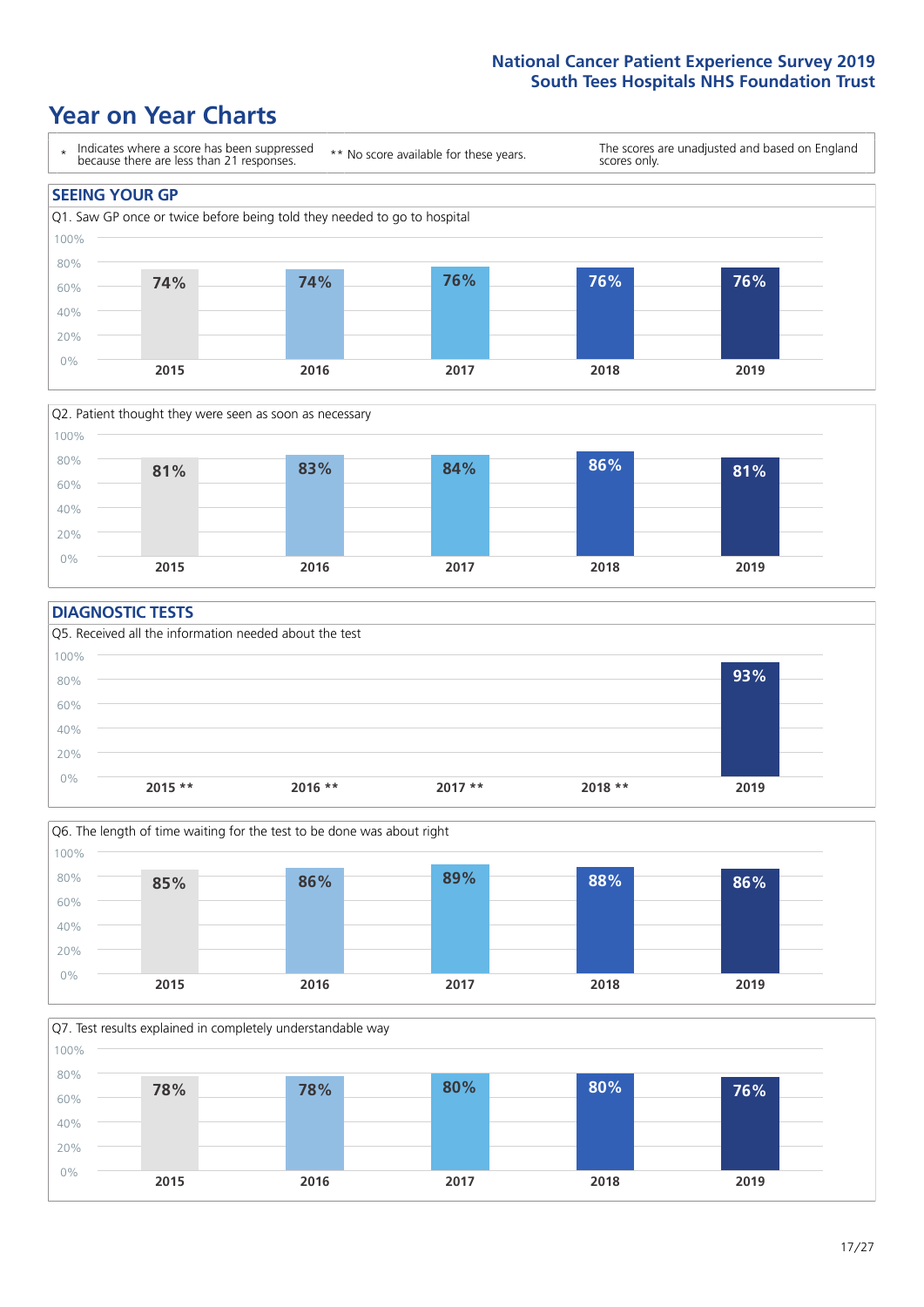# Year on Year Charts

\* Indicates where a score has been suppressed because there are less than 21 responses.

\*\* No score available for these years.

The scores are unadjusted and based on England scores only.

## SEEING YOUR GP

Q1. Saw GP once or twice before being told they needed to go to hospital

| 2015 | 2016 | 2017 | 2018 | 2019 |
|---|---|---|---|---|
| 74% | 74% | 76% | 76% | 76% |

Q2. Patient thought they were seen as soon as necessary

| 2015 | 2016 | 2017 | 2018 | 2019 |
|---|---|---|---|---|
| 81% | 83% | 84% | 86% | 81% |

## DIAGNOSTIC TESTS

Q5. Received all the information needed about the test

| 2015 ** | 2016 ** | 2017 ** | 2018 ** | 2019 |
|---|---|---|---|---|
| | | | | 93% |

Q6. The length of time waiting for the test to be done was about right

| 2015 | 2016 | 2017 | 2018 | 2019 |
|---|---|---|---|---|
| 85% | 86% | 89% | 88% | 86% |

Q7. Test results explained in completely understandable way

| 2015 | 2016 | 2017 | 2018 | 2019 |
|---|---|---|---|---|
| 78% | 78% | 80% | 80% | 76% |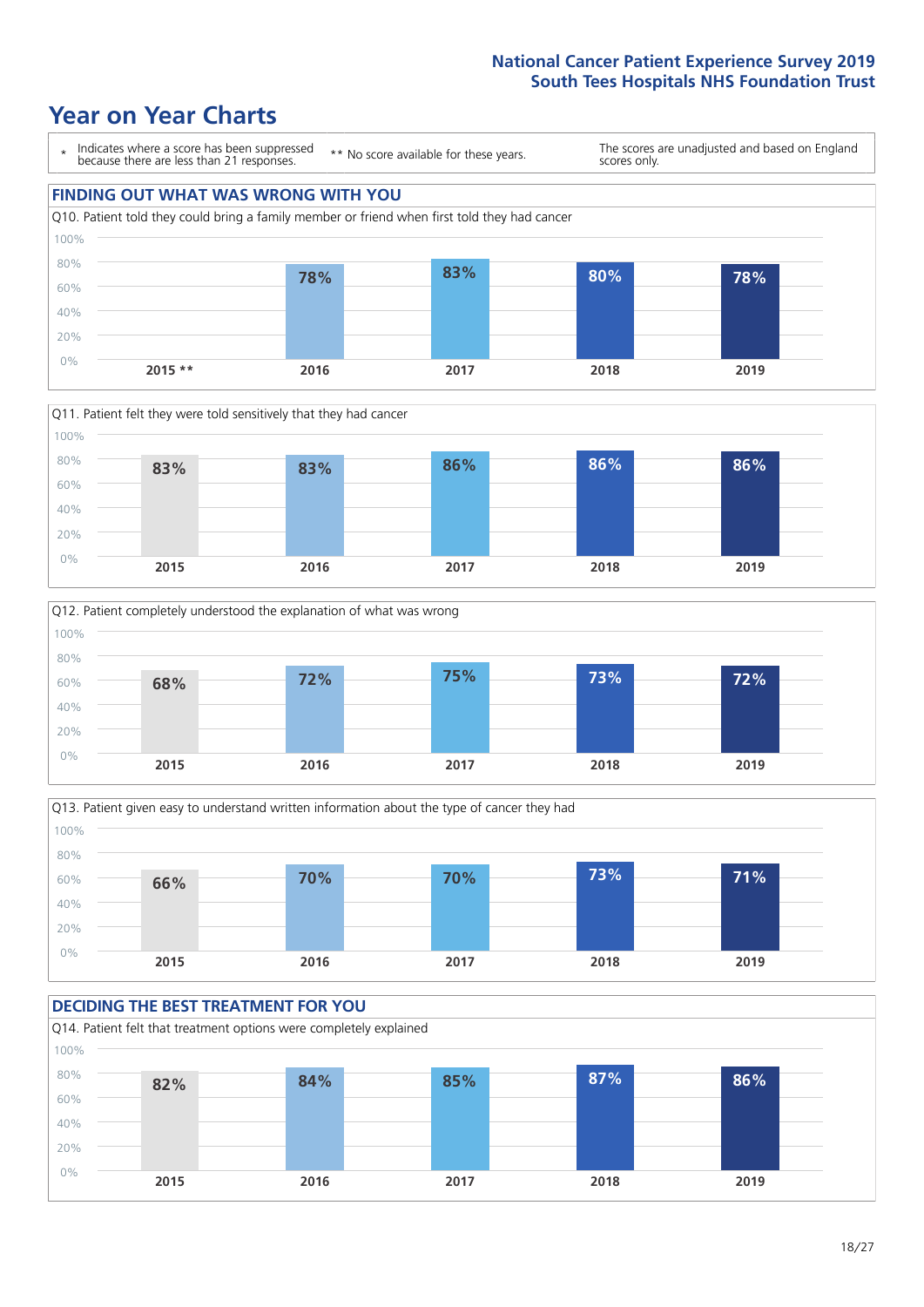# Year on Year Charts

\* Indicates where a score has been suppressed because there are less than 21 responses.

** No score available for these years.

The scores are unadjusted and based on England scores only.

## FINDING OUT WHAT WAS WRONG WITH YOU

Q10. Patient told they could bring a family member or friend when first told they had cancer

| 2015 ** | 2016 | 2017 | 2018 | 2019 |
|---|---|---|---|---|
| | 78% | 83% | 80% | 78% |

Q11. Patient felt they were told sensitively that they had cancer

| 2015 | 2016 | 2017 | 2018 | 2019 |
|---|---|---|---|---|
| 83% | 83% | 86% | 86% | 86% |

Q12. Patient completely understood the explanation of what was wrong

| 2015 | 2016 | 2017 | 2018 | 2019 |
|---|---|---|---|---|
| 68% | 72% | 75% | 73% | 72% |

Q13. Patient given easy to understand written information about the type of cancer they had

| 2015 | 2016 | 2017 | 2018 | 2019 |
|---|---|---|---|---|
| 66% | 70% | 70% | 73% | 71% |

## DECIDING THE BEST TREATMENT FOR YOU

Q14. Patient felt that treatment options were completely explained

| 2015 | 2016 | 2017 | 2018 | 2019 |
|---|---|---|---|---|
| 82% | 84% | 85% | 87% | 86% |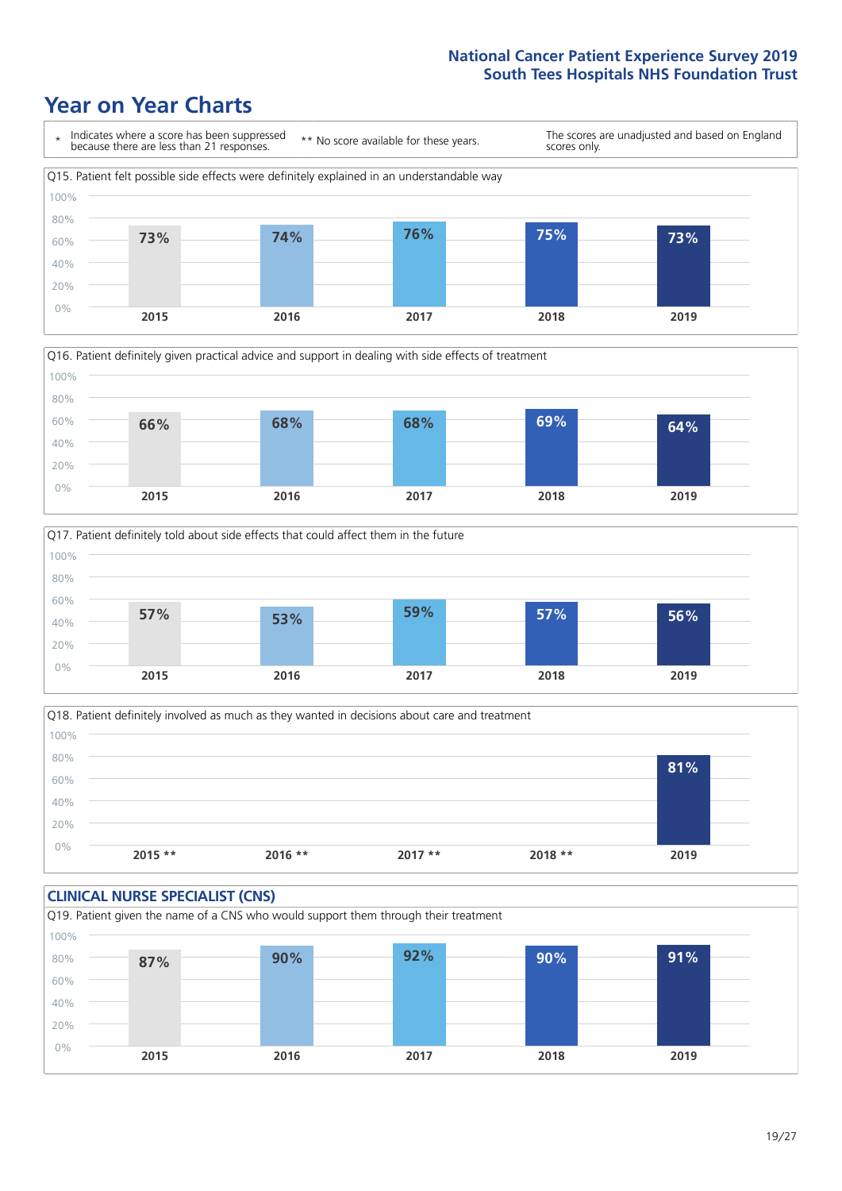# Year on Year Charts

\* Indicates where a score has been suppressed because there are less than 21 responses.

\*\* No score available for these years.

The scores are unadjusted and based on England scores only.

Q15. Patient felt possible side effects were definitely explained in an understandable way

| 2015 | 2016 | 2017 | 2018 | 2019 |
|---|---|---|---|---|
| 73% | 74% | 76% | 75% | 73% |

Q16. Patient definitely given practical advice and support in dealing with side effects of treatment

| 2015 | 2016 | 2017 | 2018 | 2019 |
|---|---|---|---|---|
| 66% | 68% | 68% | 69% | 64% |

Q17. Patient definitely told about side effects that could affect them in the future

| 2015 | 2016 | 2017 | 2018 | 2019 |
|---|---|---|---|---|
| 57% | 53% | 59% | 57% | 56% |

Q18. Patient definitely involved as much as they wanted in decisions about care and treatment

| 2015 ** | 2016 ** | 2017 ** | 2018 ** | 2019 |
|---|---|---|---|---|
| | | | | 81% |

## CLINICAL NURSE SPECIALIST (CNS)

Q19. Patient given the name of a CNS who would support them through their treatment

| 2015 | 2016 | 2017 | 2018 | 2019 |
|---|---|---|---|---|
| 87% | 90% | 92% | 90% | 91% |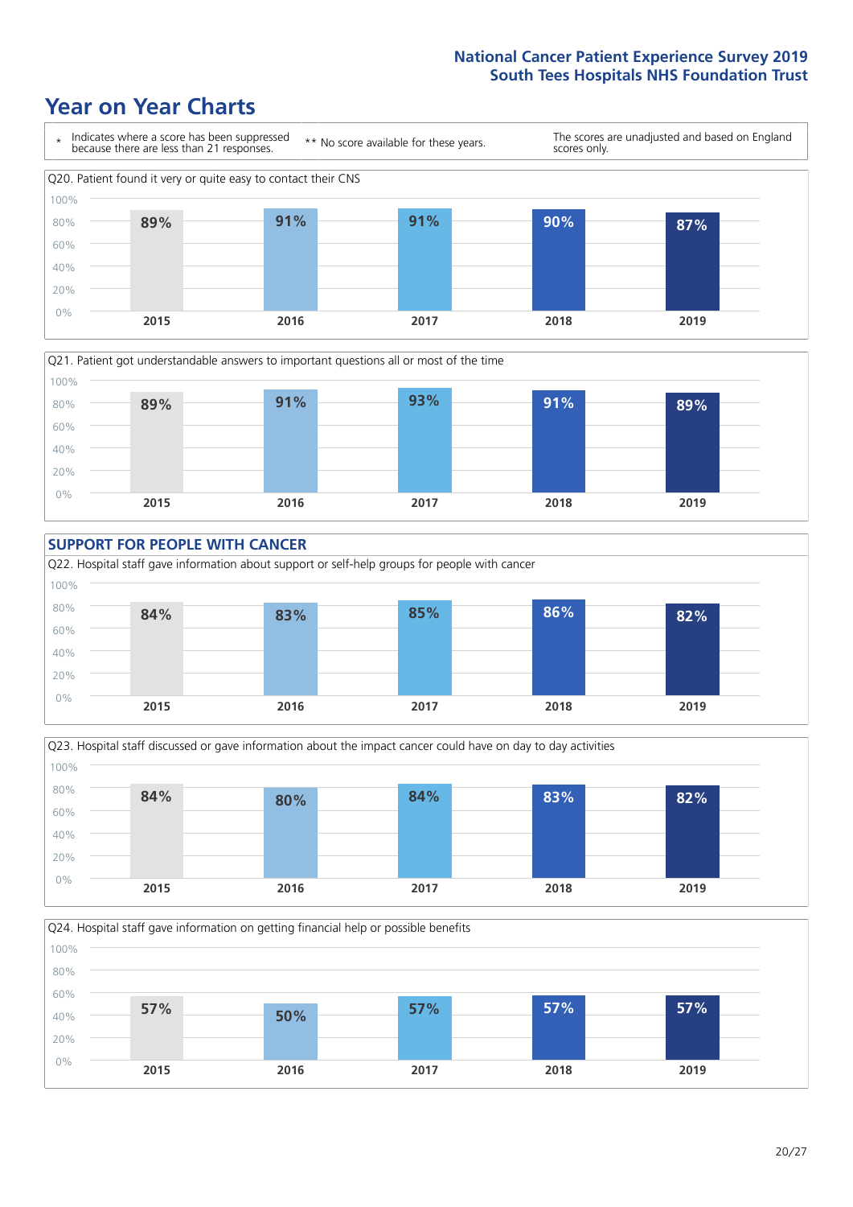National Cancer Patient Experience Survey 2019
South Tees Hospitals NHS Foundation Trust

# Year on Year Charts

\* Indicates where a score has been suppressed because there are less than 21 responses.

** No score available for these years.

The scores are unadjusted and based on England scores only.

Q20. Patient found it very or quite easy to contact their CNS

| 2015 | 2016 | 2017 | 2018 | 2019 |
|---|---|---|---|---|
| 89% | 91% | 91% | 90% | 87% |

Q21. Patient got understandable answers to important questions all or most of the time

| 2015 | 2016 | 2017 | 2018 | 2019 |
|---|---|---|---|---|
| 89% | 91% | 93% | 91% | 89% |

## SUPPORT FOR PEOPLE WITH CANCER

Q22. Hospital staff gave information about support or self-help groups for people with cancer

| 2015 | 2016 | 2017 | 2018 | 2019 |
|---|---|---|---|---|
| 84% | 83% | 85% | 86% | 82% |

Q23. Hospital staff discussed or gave information about the impact cancer could have on day to day activities

| 2015 | 2016 | 2017 | 2018 | 2019 |
|---|---|---|---|---|
| 84% | 80% | 84% | 83% | 82% |

Q24. Hospital staff gave information on getting financial help or possible benefits

| 2015 | 2016 | 2017 | 2018 | 2019 |
|---|---|---|---|---|
| 57% | 50% | 57% | 57% | 57% |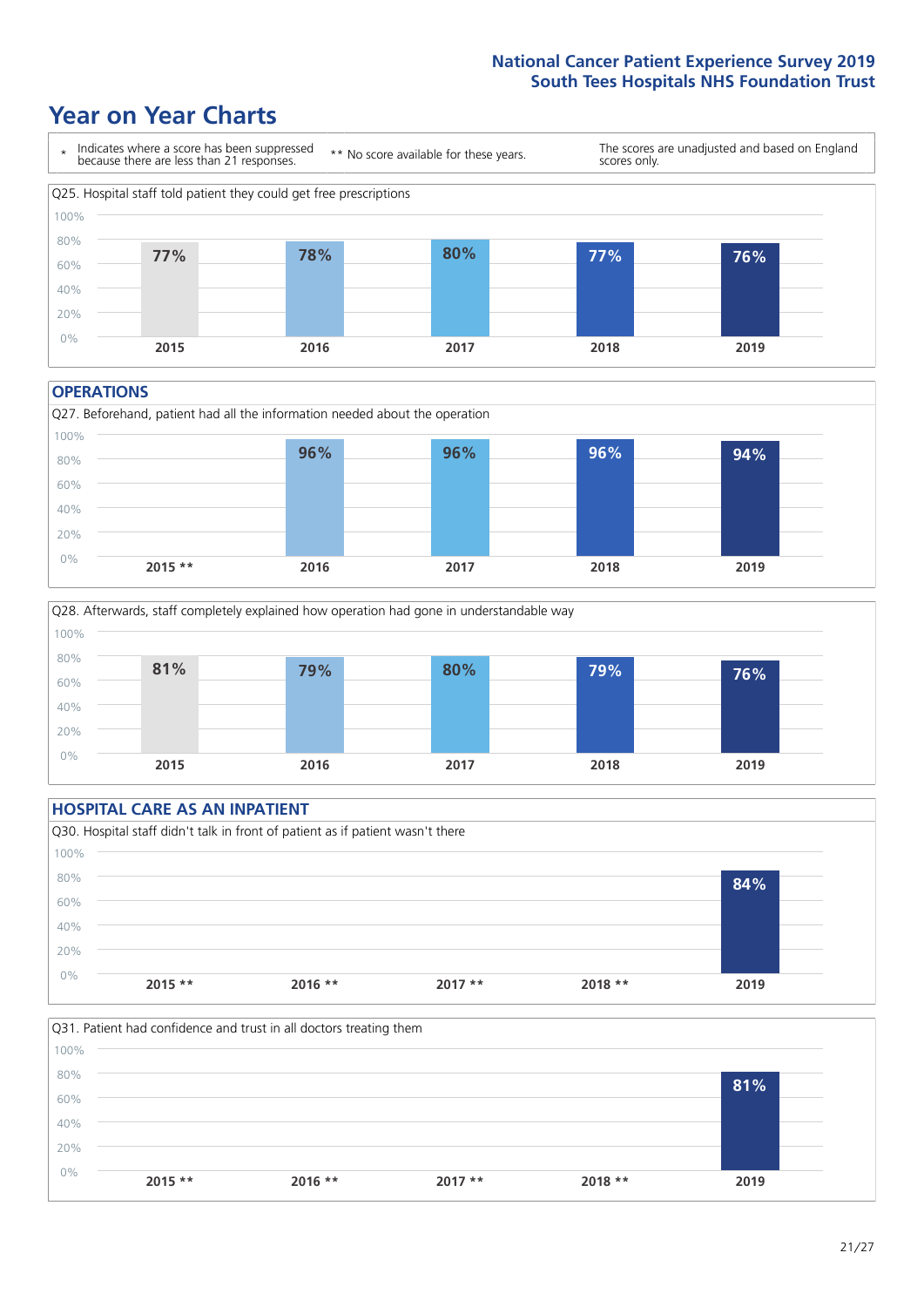# Year on Year Charts

\* Indicates where a score has been suppressed because there are less than 21 responses.

** No score available for these years.

The scores are unadjusted and based on England scores only.

Q25. Hospital staff told patient they could get free prescriptions

| 2015 | 2016 | 2017 | 2018 | 2019 |
|---|---|---|---|---|
| 77% | 78% | 80% | 77% | 76% |

## OPERATIONS

Q27. Beforehand, patient had all the information needed about the operation

| 2015 ** | 2016 | 2017 | 2018 | 2019 |
|---|---|---|---|---|
| | 96% | 96% | 96% | 94% |

Q28. Afterwards, staff completely explained how operation had gone in understandable way

| 2015 | 2016 | 2017 | 2018 | 2019 |
|---|---|---|---|---|
| 81% | 79% | 80% | 79% | 76% |

## HOSPITAL CARE AS AN INPATIENT

Q30. Hospital staff didn't talk in front of patient as if patient wasn't there

| 2015 ** | 2016 ** | 2017 ** | 2018 ** | 2019 |
|---|---|---|---|---|
| | | | | 84% |

Q31. Patient had confidence and trust in all doctors treating them

| 2015 ** | 2016 ** | 2017 ** | 2018 ** | 2019 |
|---|---|---|---|---|
| | | | | 81% |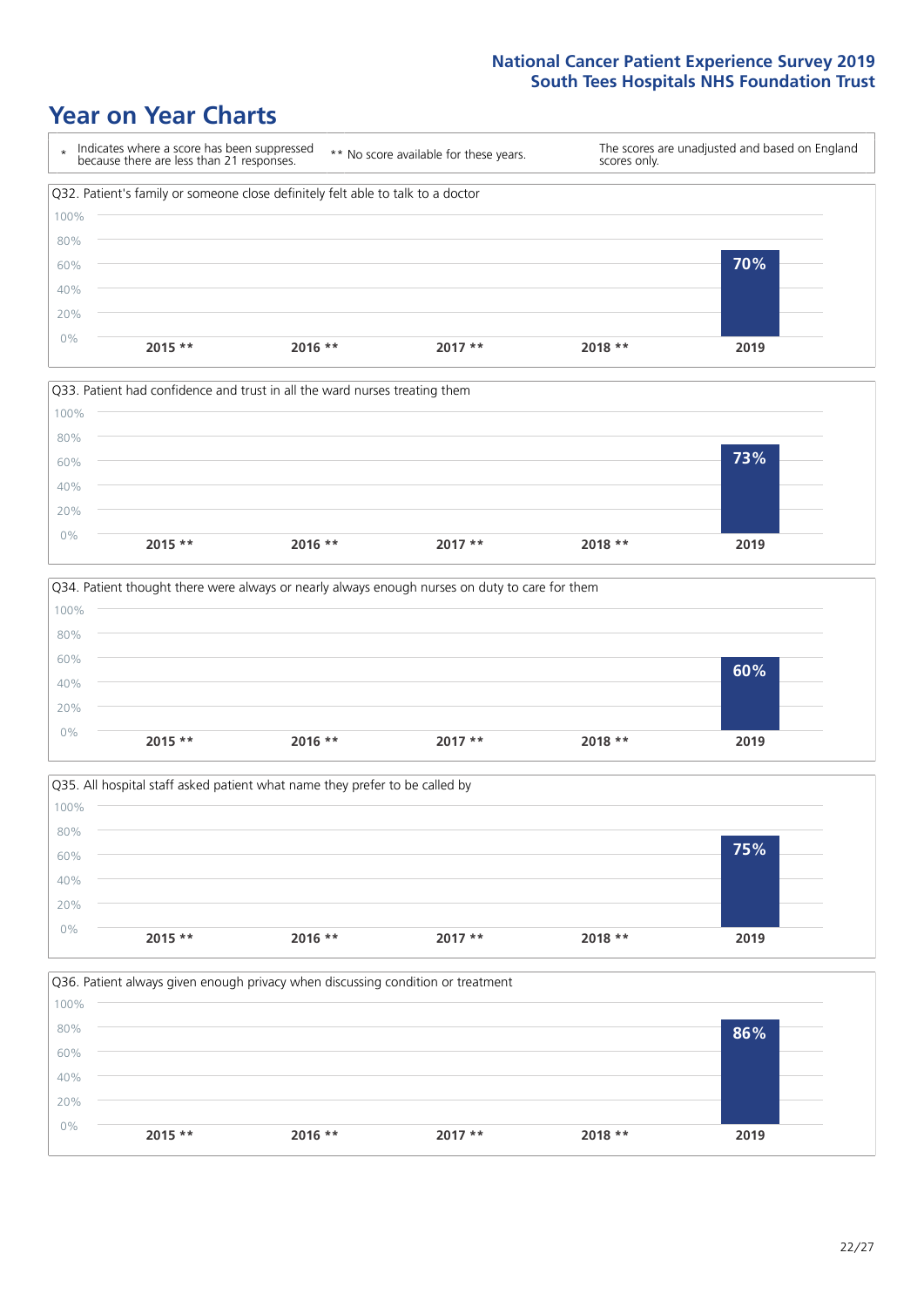# Year on Year Charts

| * Indicates where a score has been suppressed because there are less than 21 responses. | ** No score available for these years. | The scores are unadjusted and based on England scores only. |
|---|---|---|

Q32. Patient's family or someone close definitely felt able to talk to a doctor

| 2015 ** | 2016 ** | 2017 ** | 2018 ** | 2019 |
|---|---|---|---|---|
| | | | | 70% |

Q33. Patient had confidence and trust in all the ward nurses treating them

| 2015 ** | 2016 ** | 2017 ** | 2018 ** | 2019 |
|---|---|---|---|---|
| | | | | 73% |

Q34. Patient thought there were always or nearly always enough nurses on duty to care for them

| 2015 ** | 2016 ** | 2017 ** | 2018 ** | 2019 |
|---|---|---|---|---|
| | | | | 60% |

Q35. All hospital staff asked patient what name they prefer to be called by

| 2015 ** | 2016 ** | 2017 ** | 2018 ** | 2019 |
|---|---|---|---|---|
| | | | | 75% |

Q36. Patient always given enough privacy when discussing condition or treatment

| 2015 ** | 2016 ** | 2017 ** | 2018 ** | 2019 |
|---|---|---|---|---|
| | | | | 86% |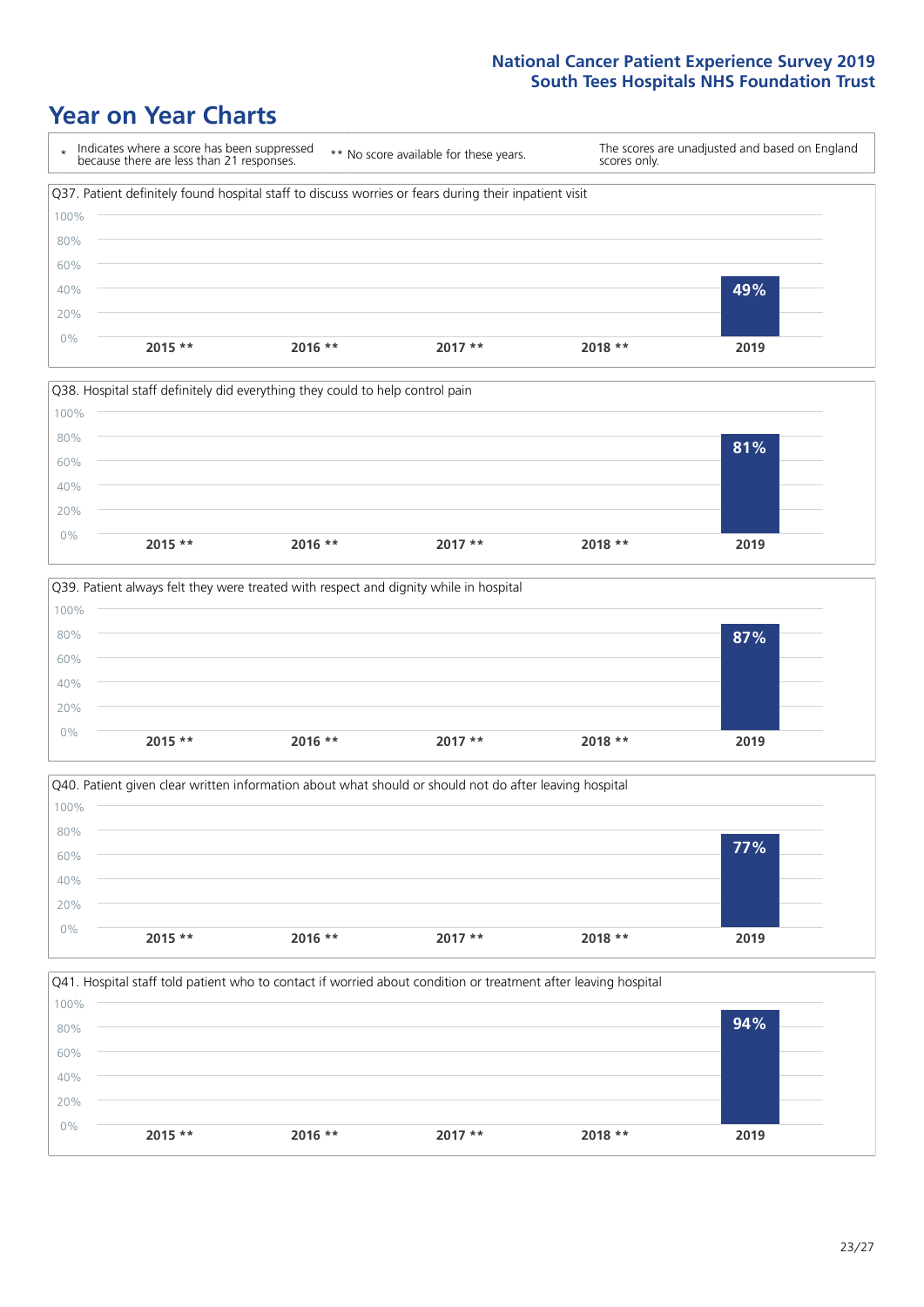## Year on Year Charts

| * | Indicates where a score has been suppressed because there are less than 21 responses. | ** No score available for these years. | The scores are unadjusted and based on England scores only. |
|---|---|---|---|

**Q37. Patient definitely found hospital staff to discuss worries or fears during their inpatient visit**

| 2015 ** | 2016 ** | 2017 ** | 2018 ** | 2019 |
|---|---|---|---|---|
| | | | | 49% |

**Q38. Hospital staff definitely did everything they could to help control pain**

| 2015 ** | 2016 ** | 2017 ** | 2018 ** | 2019 |
|---|---|---|---|---|
| | | | | 81% |

**Q39. Patient always felt they were treated with respect and dignity while in hospital**

| 2015 ** | 2016 ** | 2017 ** | 2018 ** | 2019 |
|---|---|---|---|---|
| | | | | 87% |

**Q40. Patient given clear written information about what should or should not do after leaving hospital**

| 2015 ** | 2016 ** | 2017 ** | 2018 ** | 2019 |
|---|---|---|---|---|
| | | | | 77% |

**Q41. Hospital staff told patient who to contact if worried about condition or treatment after leaving hospital**

| 2015 ** | 2016 ** | 2017 ** | 2018 ** | 2019 |
|---|---|---|---|---|
| | | | | 94% |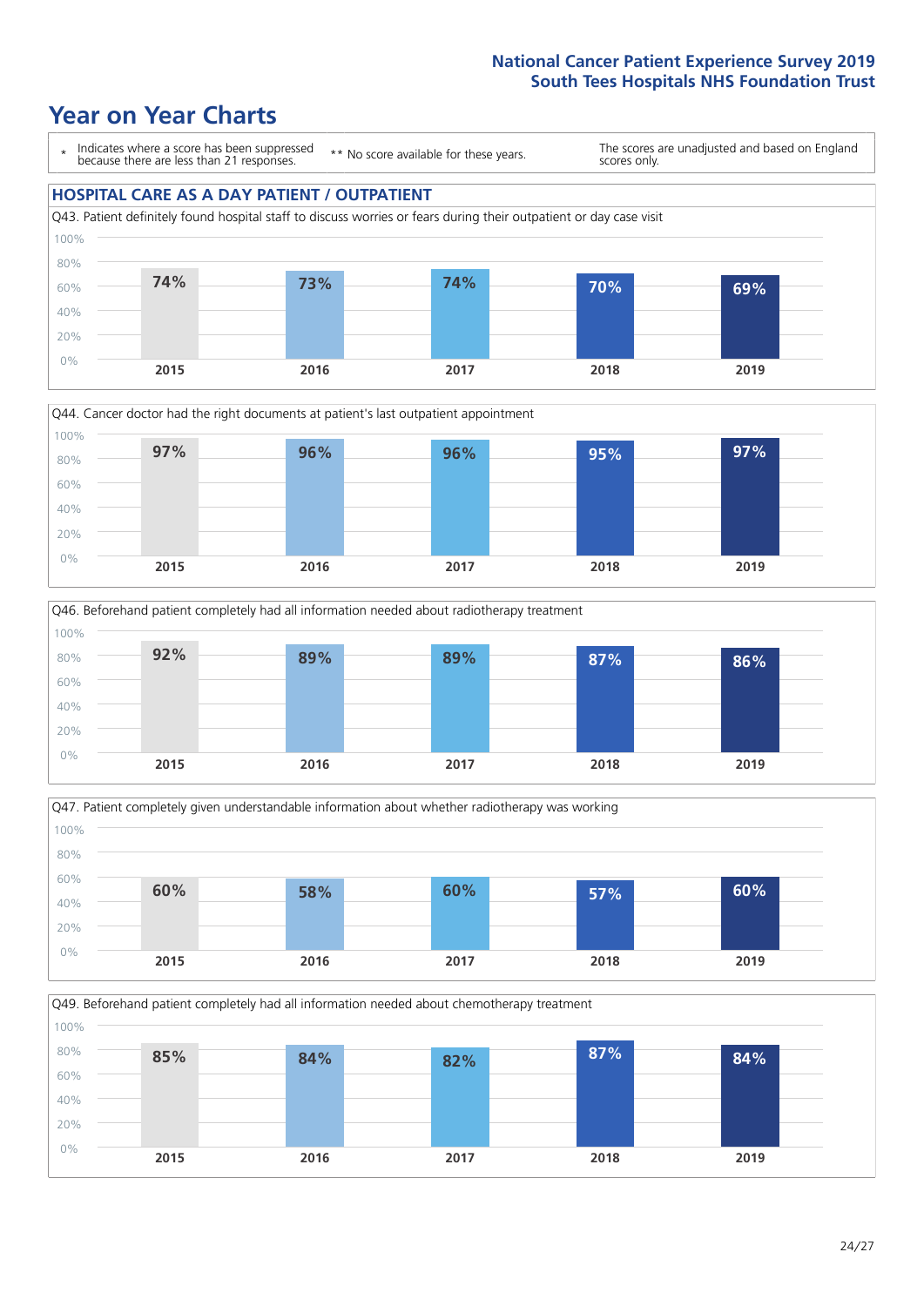# Year on Year Charts

\* Indicates where a score has been suppressed because there are less than 21 responses.

\*\* No score available for these years.

The scores are unadjusted and based on England scores only.

## HOSPITAL CARE AS A DAY PATIENT / OUTPATIENT

Q43. Patient definitely found hospital staff to discuss worries or fears during their outpatient or day case visit

| 2015 | 2016 | 2017 | 2018 | 2019 |
|---|---|---|---|---|
| 74% | 73% | 74% | 70% | 69% |

Q44. Cancer doctor had the right documents at patient's last outpatient appointment

| 2015 | 2016 | 2017 | 2018 | 2019 |
|---|---|---|---|---|
| 97% | 96% | 96% | 95% | 97% |

Q46. Beforehand patient completely had all information needed about radiotherapy treatment

| 2015 | 2016 | 2017 | 2018 | 2019 |
|---|---|---|---|---|
| 92% | 89% | 89% | 87% | 86% |

Q47. Patient completely given understandable information about whether radiotherapy was working

| 2015 | 2016 | 2017 | 2018 | 2019 |
|---|---|---|---|---|
| 60% | 58% | 60% | 57% | 60% |

Q49. Beforehand patient completely had all information needed about chemotherapy treatment

| 2015 | 2016 | 2017 | 2018 | 2019 |
|---|---|---|---|---|
| 85% | 84% | 82% | 87% | 84% |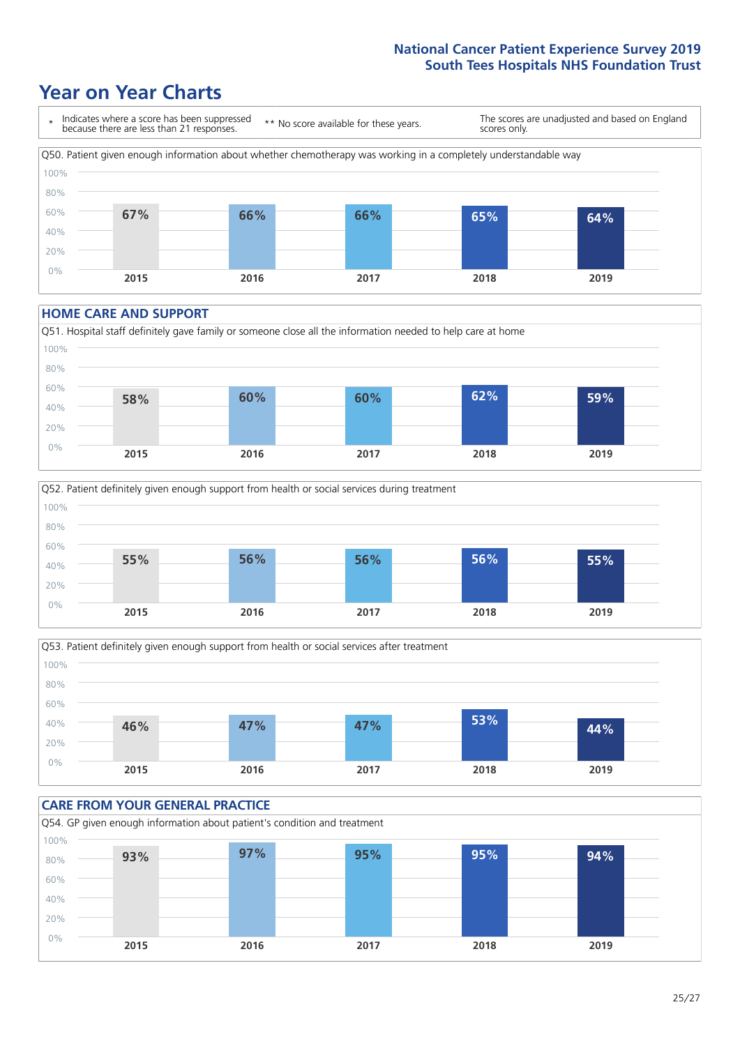## Year on Year Charts

\* Indicates where a score has been suppressed because there are less than 21 responses.

\*\* No score available for these years.

The scores are unadjusted and based on England scores only.

Q50. Patient given enough information about whether chemotherapy was working in a completely understandable way

| 2015 | 2016 | 2017 | 2018 | 2019 |
|---|---|---|---|---|
| 67% | 66% | 66% | 65% | 64% |

### HOME CARE AND SUPPORT

Q51. Hospital staff definitely gave family or someone close all the information needed to help care at home

| 2015 | 2016 | 2017 | 2018 | 2019 |
|---|---|---|---|---|
| 58% | 60% | 60% | 62% | 59% |

Q52. Patient definitely given enough support from health or social services during treatment

| 2015 | 2016 | 2017 | 2018 | 2019 |
|---|---|---|---|---|
| 55% | 56% | 56% | 56% | 55% |

Q53. Patient definitely given enough support from health or social services after treatment

| 2015 | 2016 | 2017 | 2018 | 2019 |
|---|---|---|---|---|
| 46% | 47% | 47% | 53% | 44% |

### CARE FROM YOUR GENERAL PRACTICE

Q54. GP given enough information about patient's condition and treatment

| 2015 | 2016 | 2017 | 2018 | 2019 |
|---|---|---|---|---|
| 93% | 97% | 95% | 95% | 94% |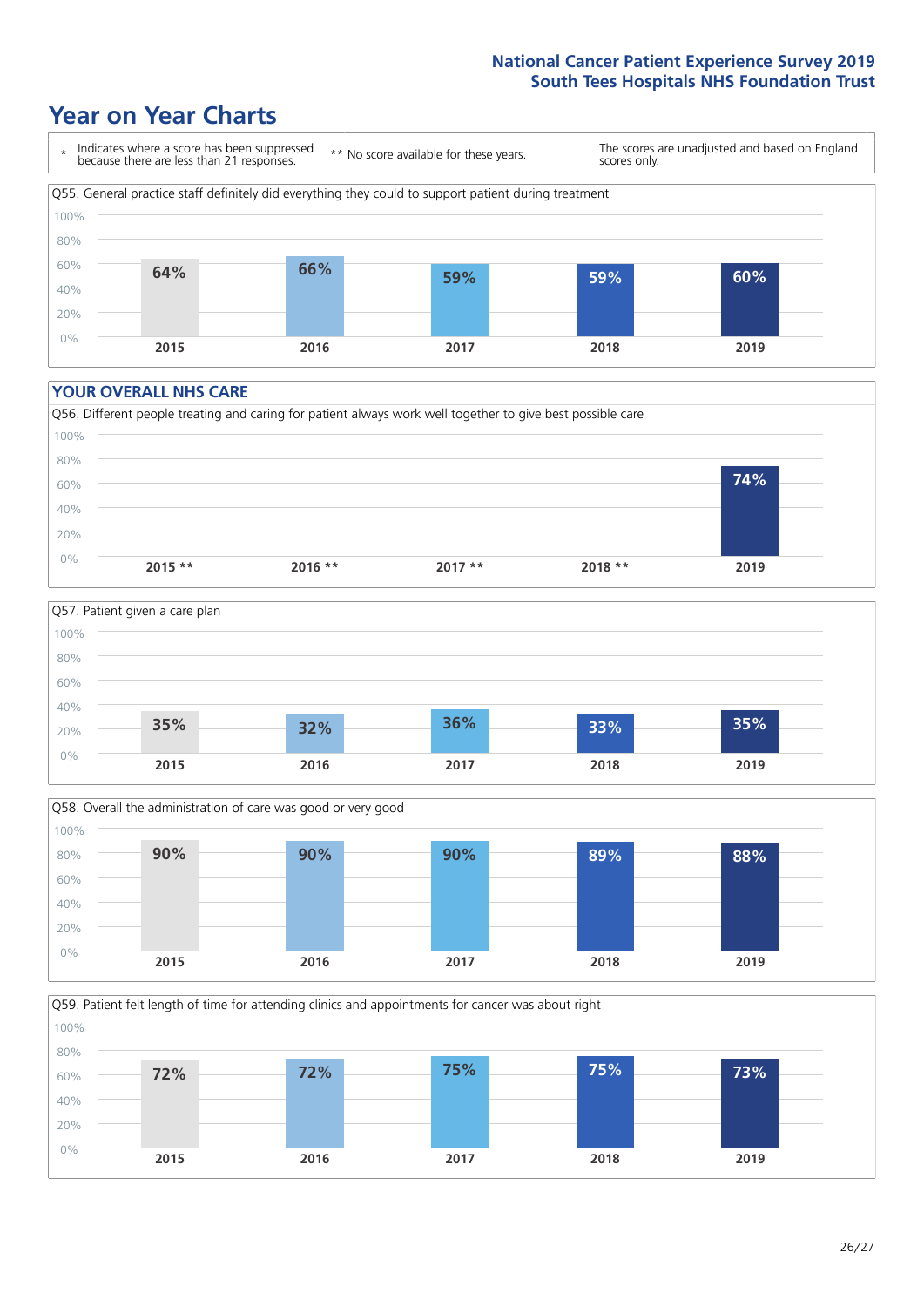# Year on Year Charts

\* Indicates where a score has been suppressed because there are less than 21 responses. ** No score available for these years. The scores are unadjusted and based on England scores only.

Q55. General practice staff definitely did everything they could to support patient during treatment

| 2015 | 2016 | 2017 | 2018 | 2019 |
|---|---|---|---|---|
| 64% | 66% | 59% | 59% | 60% |

## YOUR OVERALL NHS CARE

Q56. Different people treating and caring for patient always work well together to give best possible care

| 2015 ** | 2016 ** | 2017 ** | 2018 ** | 2019 |
|---|---|---|---|---|
| | | | | 74% |

Q57. Patient given a care plan

| 2015 | 2016 | 2017 | 2018 | 2019 |
|---|---|---|---|---|
| 35% | 32% | 36% | 33% | 35% |

Q58. Overall the administration of care was good or very good

| 2015 | 2016 | 2017 | 2018 | 2019 |
|---|---|---|---|---|
| 90% | 90% | 90% | 89% | 88% |

Q59. Patient felt length of time for attending clinics and appointments for cancer was about right

| 2015 | 2016 | 2017 | 2018 | 2019 |
|---|---|---|---|---|
| 72% | 72% | 75% | 75% | 73% |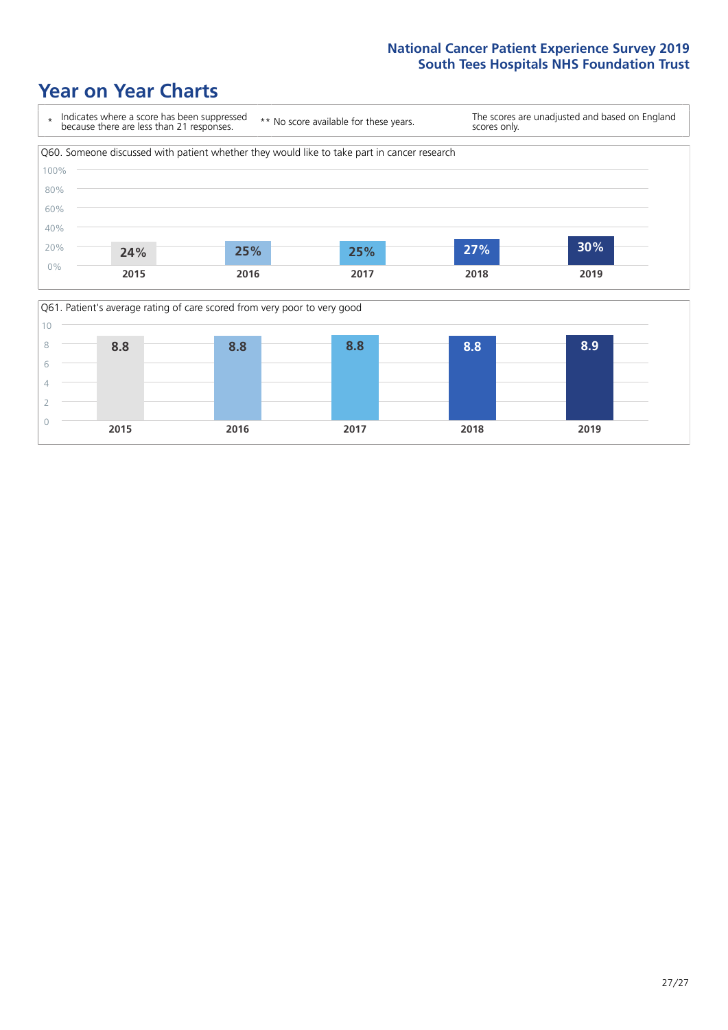# Year on Year Charts

\* Indicates where a score has been suppressed because there are less than 21 responses.

** No score available for these years.

The scores are unadjusted and based on England scores only.

Q60. Someone discussed with patient whether they would like to take part in cancer research

100%
80%
60%
40%
20%
0%

24% 2015
25% 2016
25% 2017
27% 2018
30% 2019

Q61. Patient's average rating of care scored from very poor to very good

10
8
6
4
2
0

8.8 2015
8.8 2016
8.8 2017
8.8 2018
8.9 2019